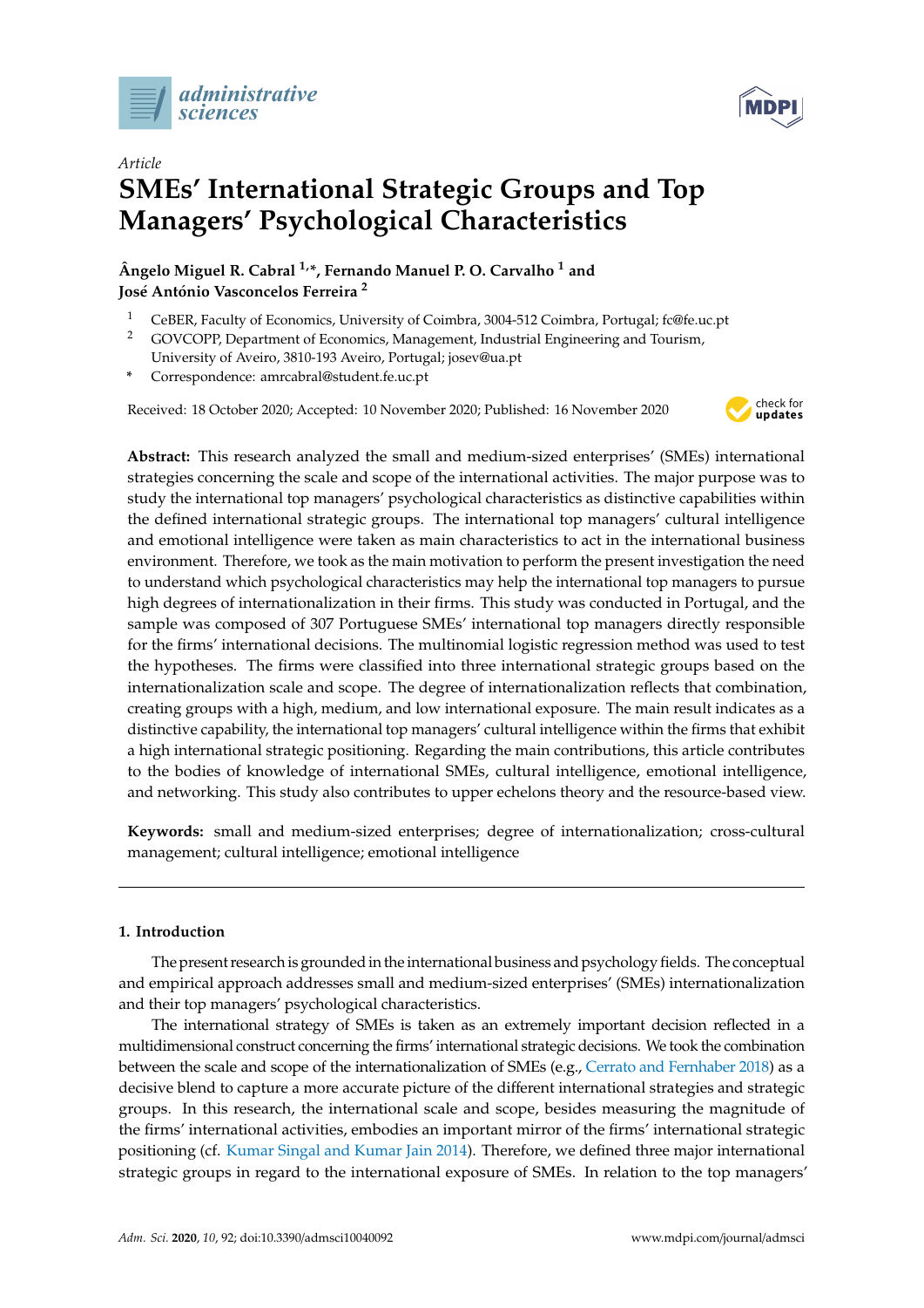*Article*

# SMEs' International Strategic Groups and Top Managers' Psychological Characteristics

**Ângelo Miguel R. Cabral [1,*], Fernando Manuel P. O. Carvalho [1] and José António Vasconcelos Ferreira [2]**

[1] CeBER, Faculty of Economics, University of Coimbra, 3004-512 Coimbra, Portugal; fc@fe.uc.pt
[2] GOVCOPP, Department of Economics, Management, Industrial Engineering and Tourism, University of Aveiro, 3810-193 Aveiro, Portugal; josev@ua.pt
\* Correspondence: amrcabral@student.fe.uc.pt

Received: 18 October 2020; Accepted: 10 November 2020; Published: 16 November 2020

**Abstract:** This research analyzed the small and medium-sized enterprises' (SMEs) international strategies concerning the scale and scope of the international activities. The major purpose was to study the international top managers' psychological characteristics as distinctive capabilities within the defined international strategic groups. The international top managers' cultural intelligence and emotional intelligence were taken as main characteristics to act in the international business environment. Therefore, we took as the main motivation to perform the present investigation the need to understand which psychological characteristics may help the international top managers to pursue high degrees of internationalization in their firms. This study was conducted in Portugal, and the sample was composed of 307 Portuguese SMEs' international top managers directly responsible for the firms' international decisions. The multinomial logistic regression method was used to test the hypotheses. The firms were classified into three international strategic groups based on the internationalization scale and scope. The degree of internationalization reflects that combination, creating groups with a high, medium, and low international exposure. The main result indicates as a distinctive capability, the international top managers' cultural intelligence within the firms that exhibit a high international strategic positioning. Regarding the main contributions, this article contributes to the bodies of knowledge of international SMEs, cultural intelligence, emotional intelligence, and networking. This study also contributes to upper echelons theory and the resource-based view.

**Keywords:** small and medium-sized enterprises; degree of internationalization; cross-cultural management; cultural intelligence; emotional intelligence

## 1. Introduction

The present research is grounded in the international business and psychology fields. The conceptual and empirical approach addresses small and medium-sized enterprises' (SMEs) internationalization and their top managers' psychological characteristics.

The international strategy of SMEs is taken as an extremely important decision reflected in a multidimensional construct concerning the firms' international strategic decisions. We took the combination between the scale and scope of the internationalization of SMEs (e.g., Cerrato and Fernhaber 2018) as a decisive blend to capture a more accurate picture of the different international strategies and strategic groups. In this research, the international scale and scope, besides measuring the magnitude of the firms' international activities, embodies an important mirror of the firms' international strategic positioning (cf. Kumar Singal and Kumar Jain 2014). Therefore, we defined three major international strategic groups in regard to the international exposure of SMEs. In relation to the top managers'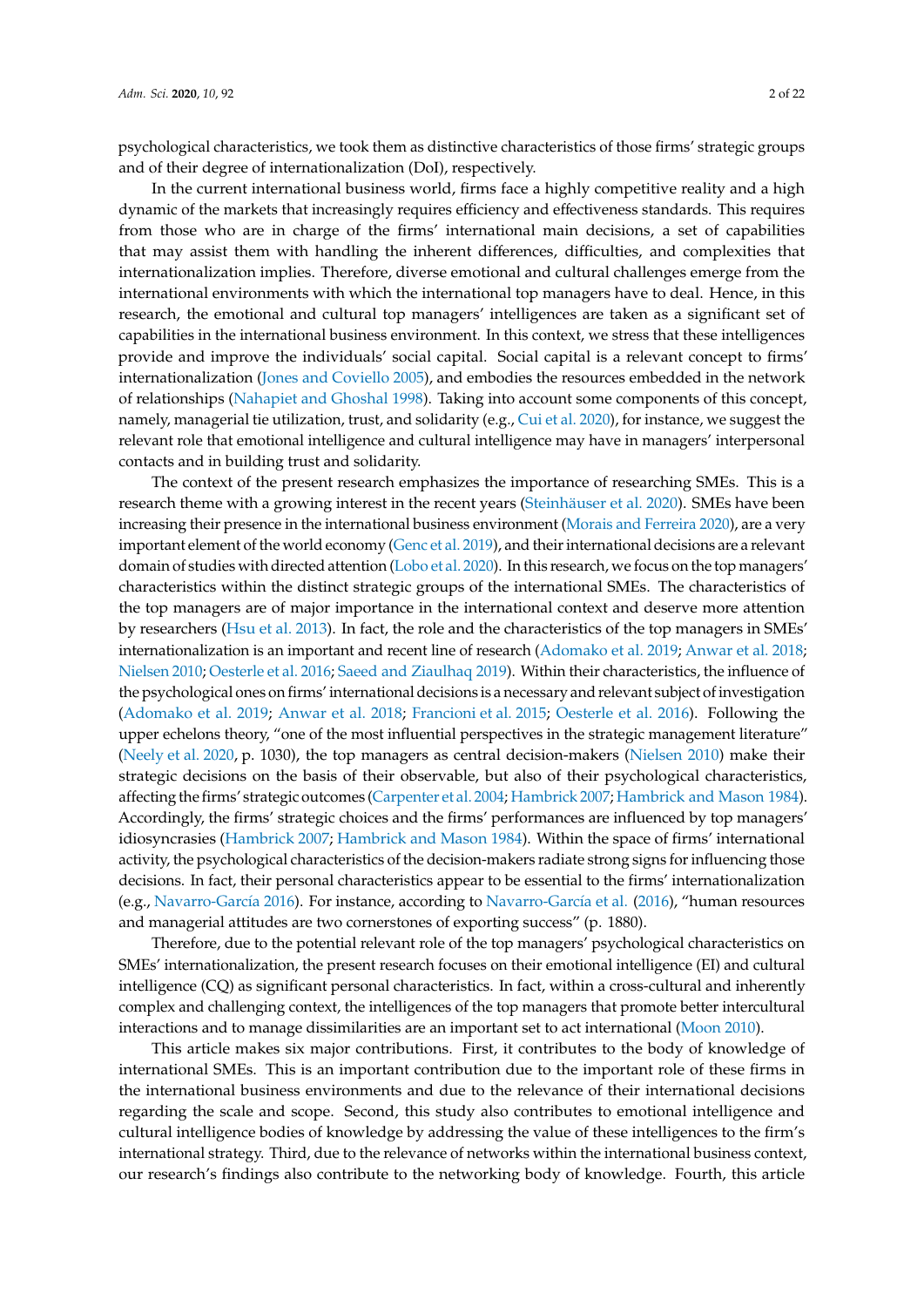psychological characteristics, we took them as distinctive characteristics of those firms' strategic groups and of their degree of internationalization (DoI), respectively.

In the current international business world, firms face a highly competitive reality and a high dynamic of the markets that increasingly requires efficiency and effectiveness standards. This requires from those who are in charge of the firms' international main decisions, a set of capabilities that may assist them with handling the inherent differences, difficulties, and complexities that internationalization implies. Therefore, diverse emotional and cultural challenges emerge from the international environments with which the international top managers have to deal. Hence, in this research, the emotional and cultural top managers' intelligences are taken as a significant set of capabilities in the international business environment. In this context, we stress that these intelligences provide and improve the individuals' social capital. Social capital is a relevant concept to firms' internationalization (Jones and Coviello 2005), and embodies the resources embedded in the network of relationships (Nahapiet and Ghoshal 1998). Taking into account some components of this concept, namely, managerial tie utilization, trust, and solidarity (e.g., Cui et al. 2020), for instance, we suggest the relevant role that emotional intelligence and cultural intelligence may have in managers' interpersonal contacts and in building trust and solidarity.

The context of the present research emphasizes the importance of researching SMEs. This is a research theme with a growing interest in the recent years (Steinhäuser et al. 2020). SMEs have been increasing their presence in the international business environment (Morais and Ferreira 2020), are a very important element of the world economy (Genc et al. 2019), and their international decisions are a relevant domain of studies with directed attention (Lobo et al. 2020). In this research, we focus on the top managers' characteristics within the distinct strategic groups of the international SMEs. The characteristics of the top managers are of major importance in the international context and deserve more attention by researchers (Hsu et al. 2013). In fact, the role and the characteristics of the top managers in SMEs' internationalization is an important and recent line of research (Adomako et al. 2019; Anwar et al. 2018; Nielsen 2010; Oesterle et al. 2016; Saeed and Ziaulhaq 2019). Within their characteristics, the influence of the psychological ones on firms' international decisions is a necessary and relevant subject of investigation (Adomako et al. 2019; Anwar et al. 2018; Francioni et al. 2015; Oesterle et al. 2016). Following the upper echelons theory, "one of the most influential perspectives in the strategic management literature" (Neely et al. 2020, p. 1030), the top managers as central decision-makers (Nielsen 2010) make their strategic decisions on the basis of their observable, but also of their psychological characteristics, affecting the firms' strategic outcomes (Carpenter et al. 2004; Hambrick 2007; Hambrick and Mason 1984). Accordingly, the firms' strategic choices and the firms' performances are influenced by top managers' idiosyncrasies (Hambrick 2007; Hambrick and Mason 1984). Within the space of firms' international activity, the psychological characteristics of the decision-makers radiate strong signs for influencing those decisions. In fact, their personal characteristics appear to be essential to the firms' internationalization (e.g., Navarro-García 2016). For instance, according to Navarro-García et al. (2016), "human resources and managerial attitudes are two cornerstones of exporting success" (p. 1880).

Therefore, due to the potential relevant role of the top managers' psychological characteristics on SMEs' internationalization, the present research focuses on their emotional intelligence (EI) and cultural intelligence (CQ) as significant personal characteristics. In fact, within a cross-cultural and inherently complex and challenging context, the intelligences of the top managers that promote better intercultural interactions and to manage dissimilarities are an important set to act international (Moon 2010).

This article makes six major contributions. First, it contributes to the body of knowledge of international SMEs. This is an important contribution due to the important role of these firms in the international business environments and due to the relevance of their international decisions regarding the scale and scope. Second, this study also contributes to emotional intelligence and cultural intelligence bodies of knowledge by addressing the value of these intelligences to the firm's international strategy. Third, due to the relevance of networks within the international business context, our research's findings also contribute to the networking body of knowledge. Fourth, this article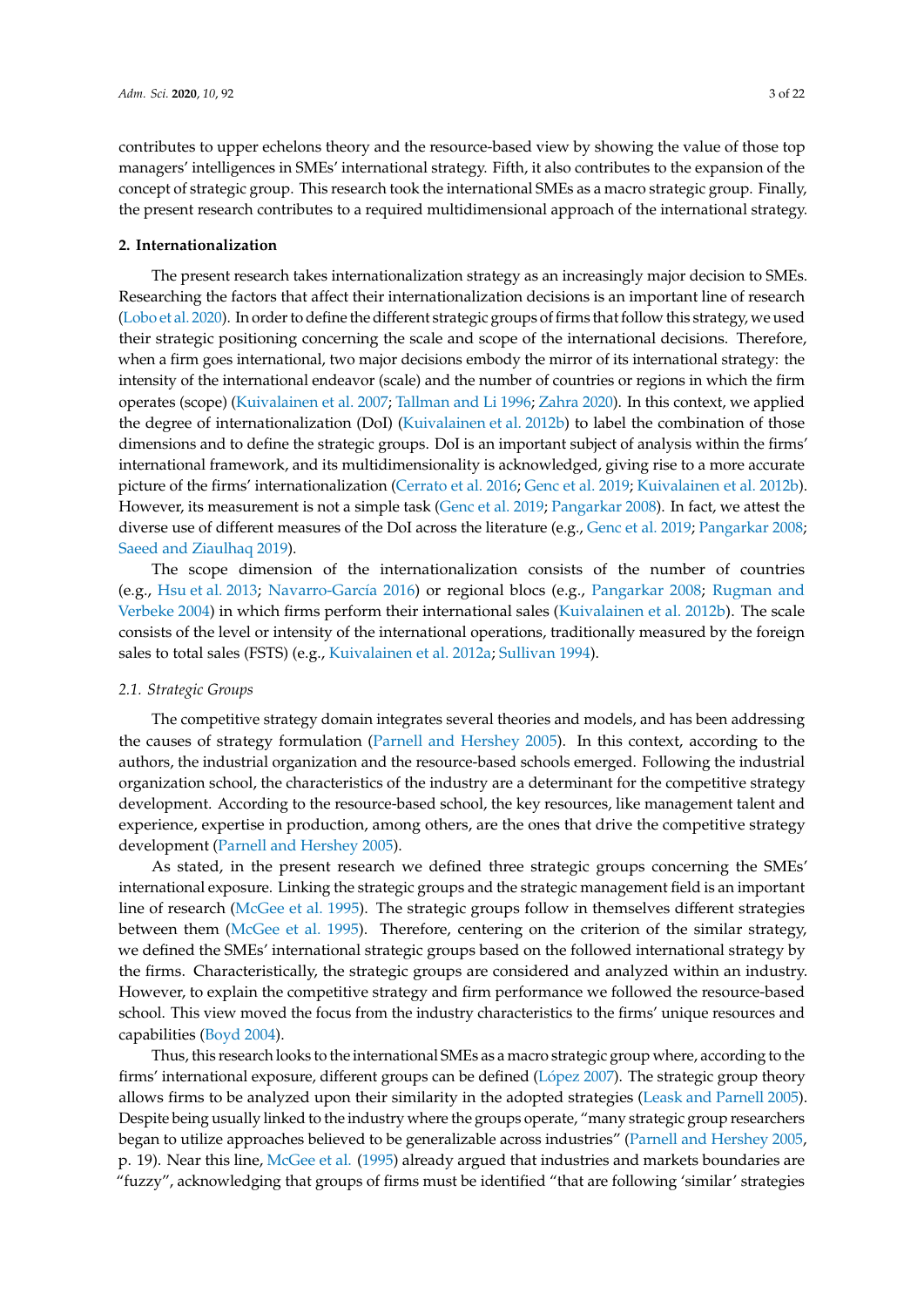contributes to upper echelons theory and the resource-based view by showing the value of those top managers' intelligences in SMEs' international strategy. Fifth, it also contributes to the expansion of the concept of strategic group. This research took the international SMEs as a macro strategic group. Finally, the present research contributes to a required multidimensional approach of the international strategy.

## 2. Internationalization

The present research takes internationalization strategy as an increasingly major decision to SMEs. Researching the factors that affect their internationalization decisions is an important line of research (Lobo et al. 2020). In order to define the different strategic groups of firms that follow this strategy, we used their strategic positioning concerning the scale and scope of the international decisions. Therefore, when a firm goes international, two major decisions embody the mirror of its international strategy: the intensity of the international endeavor (scale) and the number of countries or regions in which the firm operates (scope) (Kuivalainen et al. 2007; Tallman and Li 1996; Zahra 2020). In this context, we applied the degree of internationalization (DoI) (Kuivalainen et al. 2012b) to label the combination of those dimensions and to define the strategic groups. DoI is an important subject of analysis within the firms' international framework, and its multidimensionality is acknowledged, giving rise to a more accurate picture of the firms' internationalization (Cerrato et al. 2016; Genc et al. 2019; Kuivalainen et al. 2012b). However, its measurement is not a simple task (Genc et al. 2019; Pangarkar 2008). In fact, we attest the diverse use of different measures of the DoI across the literature (e.g., Genc et al. 2019; Pangarkar 2008; Saeed and Ziaulhaq 2019).

The scope dimension of the internationalization consists of the number of countries (e.g., Hsu et al. 2013; Navarro-García 2016) or regional blocs (e.g., Pangarkar 2008; Rugman and Verbeke 2004) in which firms perform their international sales (Kuivalainen et al. 2012b). The scale consists of the level or intensity of the international operations, traditionally measured by the foreign sales to total sales (FSTS) (e.g., Kuivalainen et al. 2012a; Sullivan 1994).

### *2.1. Strategic Groups*

The competitive strategy domain integrates several theories and models, and has been addressing the causes of strategy formulation (Parnell and Hershey 2005). In this context, according to the authors, the industrial organization and the resource-based schools emerged. Following the industrial organization school, the characteristics of the industry are a determinant for the competitive strategy development. According to the resource-based school, the key resources, like management talent and experience, expertise in production, among others, are the ones that drive the competitive strategy development (Parnell and Hershey 2005).

As stated, in the present research we defined three strategic groups concerning the SMEs' international exposure. Linking the strategic groups and the strategic management field is an important line of research (McGee et al. 1995). The strategic groups follow in themselves different strategies between them (McGee et al. 1995). Therefore, centering on the criterion of the similar strategy, we defined the SMEs' international strategic groups based on the followed international strategy by the firms. Characteristically, the strategic groups are considered and analyzed within an industry. However, to explain the competitive strategy and firm performance we followed the resource-based school. This view moved the focus from the industry characteristics to the firms' unique resources and capabilities (Boyd 2004).

Thus, this research looks to the international SMEs as a macro strategic group where, according to the firms' international exposure, different groups can be defined (López 2007). The strategic group theory allows firms to be analyzed upon their similarity in the adopted strategies (Leask and Parnell 2005). Despite being usually linked to the industry where the groups operate, "many strategic group researchers began to utilize approaches believed to be generalizable across industries" (Parnell and Hershey 2005, p. 19). Near this line, McGee et al. (1995) already argued that industries and markets boundaries are "fuzzy", acknowledging that groups of firms must be identified "that are following 'similar' strategies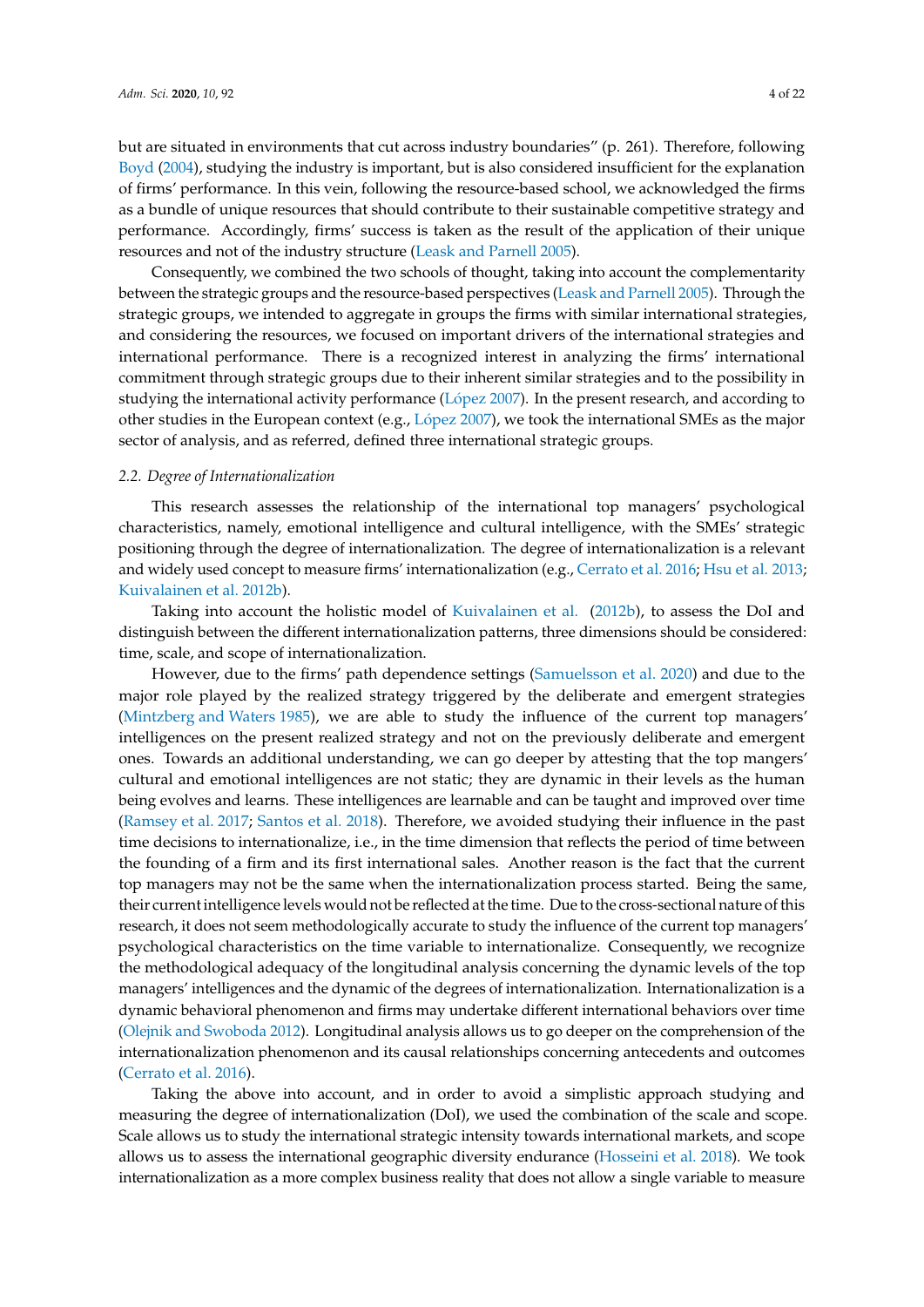but are situated in environments that cut across industry boundaries" (p. 261). Therefore, following Boyd (2004), studying the industry is important, but is also considered insufficient for the explanation of firms' performance. In this vein, following the resource-based school, we acknowledged the firms as a bundle of unique resources that should contribute to their sustainable competitive strategy and performance. Accordingly, firms' success is taken as the result of the application of their unique resources and not of the industry structure (Leask and Parnell 2005).

Consequently, we combined the two schools of thought, taking into account the complementarity between the strategic groups and the resource-based perspectives (Leask and Parnell 2005). Through the strategic groups, we intended to aggregate in groups the firms with similar international strategies, and considering the resources, we focused on important drivers of the international strategies and international performance. There is a recognized interest in analyzing the firms' international commitment through strategic groups due to their inherent similar strategies and to the possibility in studying the international activity performance (López 2007). In the present research, and according to other studies in the European context (e.g., López 2007), we took the international SMEs as the major sector of analysis, and as referred, defined three international strategic groups.

### 2.2. Degree of Internationalization

This research assesses the relationship of the international top managers' psychological characteristics, namely, emotional intelligence and cultural intelligence, with the SMEs' strategic positioning through the degree of internationalization. The degree of internationalization is a relevant and widely used concept to measure firms' internationalization (e.g., Cerrato et al. 2016; Hsu et al. 2013; Kuivalainen et al. 2012b).

Taking into account the holistic model of Kuivalainen et al. (2012b), to assess the DoI and distinguish between the different internationalization patterns, three dimensions should be considered: time, scale, and scope of internationalization.

However, due to the firms' path dependence settings (Samuelsson et al. 2020) and due to the major role played by the realized strategy triggered by the deliberate and emergent strategies (Mintzberg and Waters 1985), we are able to study the influence of the current top managers' intelligences on the present realized strategy and not on the previously deliberate and emergent ones. Towards an additional understanding, we can go deeper by attesting that the top mangers' cultural and emotional intelligences are not static; they are dynamic in their levels as the human being evolves and learns. These intelligences are learnable and can be taught and improved over time (Ramsey et al. 2017; Santos et al. 2018). Therefore, we avoided studying their influence in the past time decisions to internationalize, i.e., in the time dimension that reflects the period of time between the founding of a firm and its first international sales. Another reason is the fact that the current top managers may not be the same when the internationalization process started. Being the same, their current intelligence levels would not be reflected at the time. Due to the cross-sectional nature of this research, it does not seem methodologically accurate to study the influence of the current top managers' psychological characteristics on the time variable to internationalize. Consequently, we recognize the methodological adequacy of the longitudinal analysis concerning the dynamic levels of the top managers' intelligences and the dynamic of the degrees of internationalization. Internationalization is a dynamic behavioral phenomenon and firms may undertake different international behaviors over time (Olejnik and Swoboda 2012). Longitudinal analysis allows us to go deeper on the comprehension of the internationalization phenomenon and its causal relationships concerning antecedents and outcomes (Cerrato et al. 2016).

Taking the above into account, and in order to avoid a simplistic approach studying and measuring the degree of internationalization (DoI), we used the combination of the scale and scope. Scale allows us to study the international strategic intensity towards international markets, and scope allows us to assess the international geographic diversity endurance (Hosseini et al. 2018). We took internationalization as a more complex business reality that does not allow a single variable to measure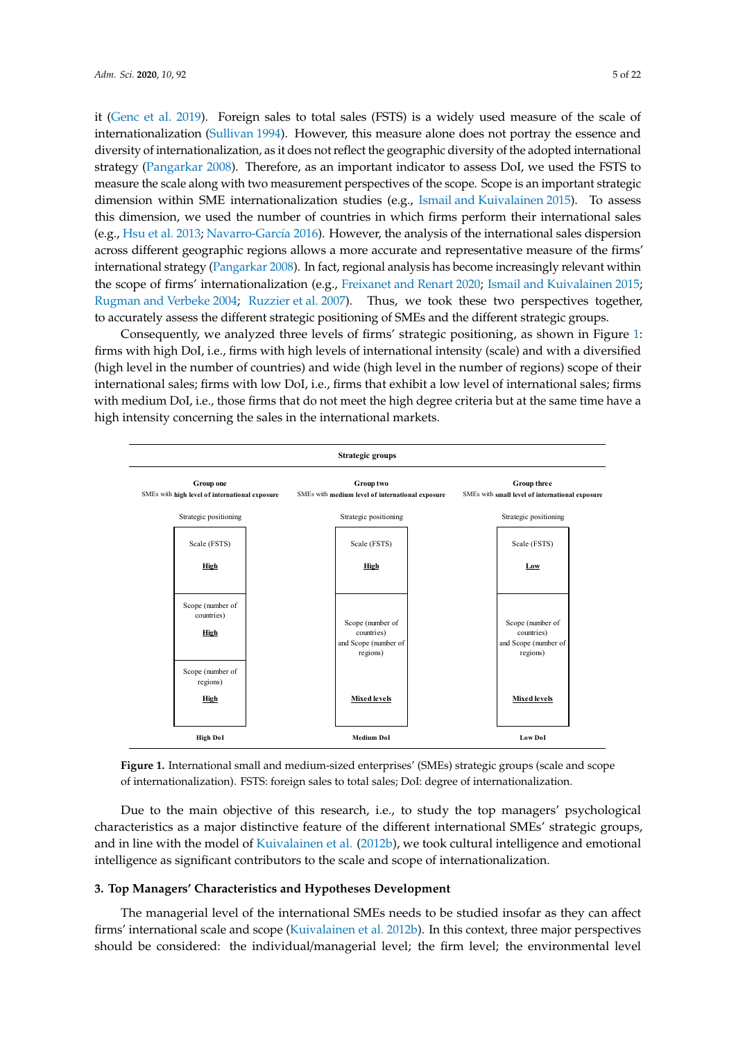it (Genc et al. 2019). Foreign sales to total sales (FSTS) is a widely used measure of the scale of internationalization (Sullivan 1994). However, this measure alone does not portray the essence and diversity of internationalization, as it does not reflect the geographic diversity of the adopted international strategy (Pangarkar 2008). Therefore, as an important indicator to assess DoI, we used the FSTS to measure the scale along with two measurement perspectives of the scope. Scope is an important strategic dimension within SME internationalization studies (e.g., Ismail and Kuivalainen 2015). To assess this dimension, we used the number of countries in which firms perform their international sales (e.g., Hsu et al. 2013; Navarro-García 2016). However, the analysis of the international sales dispersion across different geographic regions allows a more accurate and representative measure of the firms' international strategy (Pangarkar 2008). In fact, regional analysis has become increasingly relevant within the scope of firms' internationalization (e.g., Freixanet and Renart 2020; Ismail and Kuivalainen 2015; Rugman and Verbeke 2004; Ruzzier et al. 2007). Thus, we took these two perspectives together, to accurately assess the different strategic positioning of SMEs and the different strategic groups.

Consequently, we analyzed three levels of firms' strategic positioning, as shown in Figure 1: firms with high DoI, i.e., firms with high levels of international intensity (scale) and with a diversified (high level in the number of countries) and wide (high level in the number of regions) scope of their international sales; firms with low DoI, i.e., firms that exhibit a low level of international sales; firms with medium DoI, i.e., those firms that do not meet the high degree criteria but at the same time have a high intensity concerning the sales in the international markets.

**Strategic groups**

**Group one**
SMEs with **high level of international exposure**
Strategic positioning
Scale (FSTS) **High**
Scope (number of countries) **High**
Scope (number of regions) **High**
**High DoI**

**Group two**
SMEs with **medium level of international exposure**
Strategic positioning
Scale (FSTS) **High**
Scope (number of countries) and Scope (number of regions) **Mixed levels**
**Medium DoI**

**Group three**
SMEs with **small level of international exposure**
Strategic positioning
Scale (FSTS) **Low**
Scope (number of countries) and Scope (number of regions) **Mixed levels**
**Low DoI**

**Figure 1.** International small and medium-sized enterprises' (SMEs) strategic groups (scale and scope of internationalization). FSTS: foreign sales to total sales; DoI: degree of internationalization.

Due to the main objective of this research, i.e., to study the top managers' psychological characteristics as a major distinctive feature of the different international SMEs' strategic groups, and in line with the model of Kuivalainen et al. (2012b), we took cultural intelligence and emotional intelligence as significant contributors to the scale and scope of internationalization.

## 3. Top Managers' Characteristics and Hypotheses Development

The managerial level of the international SMEs needs to be studied insofar as they can affect firms' international scale and scope (Kuivalainen et al. 2012b). In this context, three major perspectives should be considered: the individual/managerial level; the firm level; the environmental level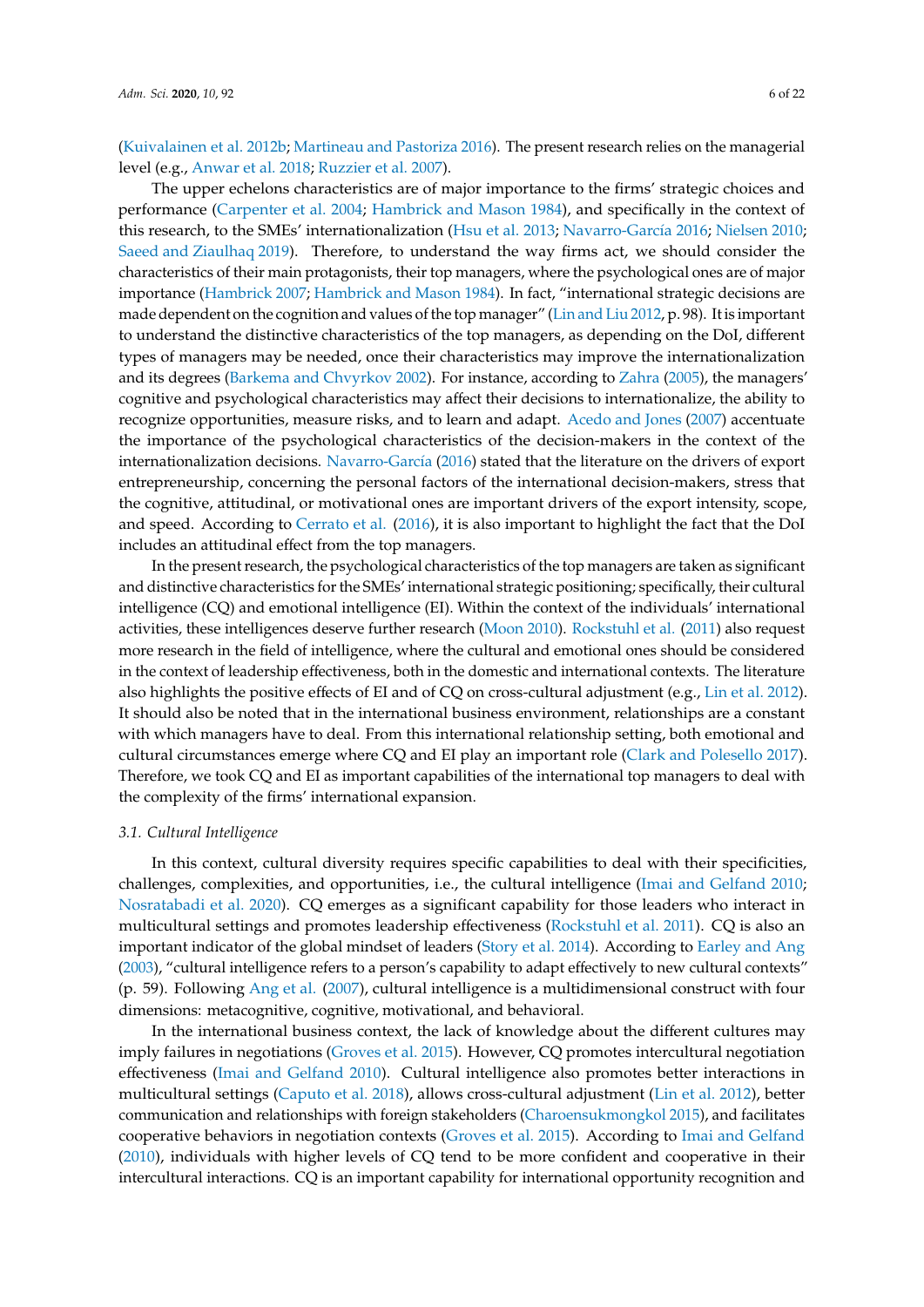(Kuivalainen et al. 2012b; Martineau and Pastoriza 2016). The present research relies on the managerial level (e.g., Anwar et al. 2018; Ruzzier et al. 2007).

The upper echelons characteristics are of major importance to the firms' strategic choices and performance (Carpenter et al. 2004; Hambrick and Mason 1984), and specifically in the context of this research, to the SMEs' internationalization (Hsu et al. 2013; Navarro-García 2016; Nielsen 2010; Saeed and Ziaulhaq 2019). Therefore, to understand the way firms act, we should consider the characteristics of their main protagonists, their top managers, where the psychological ones are of major importance (Hambrick 2007; Hambrick and Mason 1984). In fact, "international strategic decisions are made dependent on the cognition and values of the top manager" (Lin and Liu 2012, p. 98). It is important to understand the distinctive characteristics of the top managers, as depending on the DoI, different types of managers may be needed, once their characteristics may improve the internationalization and its degrees (Barkema and Chvyrkov 2002). For instance, according to Zahra (2005), the managers' cognitive and psychological characteristics may affect their decisions to internationalize, the ability to recognize opportunities, measure risks, and to learn and adapt. Acedo and Jones (2007) accentuate the importance of the psychological characteristics of the decision-makers in the context of the internationalization decisions. Navarro-García (2016) stated that the literature on the drivers of export entrepreneurship, concerning the personal factors of the international decision-makers, stress that the cognitive, attitudinal, or motivational ones are important drivers of the export intensity, scope, and speed. According to Cerrato et al. (2016), it is also important to highlight the fact that the DoI includes an attitudinal effect from the top managers.

In the present research, the psychological characteristics of the top managers are taken as significant and distinctive characteristics for the SMEs' international strategic positioning; specifically, their cultural intelligence (CQ) and emotional intelligence (EI). Within the context of the individuals' international activities, these intelligences deserve further research (Moon 2010). Rockstuhl et al. (2011) also request more research in the field of intelligence, where the cultural and emotional ones should be considered in the context of leadership effectiveness, both in the domestic and international contexts. The literature also highlights the positive effects of EI and of CQ on cross-cultural adjustment (e.g., Lin et al. 2012). It should also be noted that in the international business environment, relationships are a constant with which managers have to deal. From this international relationship setting, both emotional and cultural circumstances emerge where CQ and EI play an important role (Clark and Polesello 2017). Therefore, we took CQ and EI as important capabilities of the international top managers to deal with the complexity of the firms' international expansion.

### *3.1. Cultural Intelligence*

In this context, cultural diversity requires specific capabilities to deal with their specificities, challenges, complexities, and opportunities, i.e., the cultural intelligence (Imai and Gelfand 2010; Nosratabadi et al. 2020). CQ emerges as a significant capability for those leaders who interact in multicultural settings and promotes leadership effectiveness (Rockstuhl et al. 2011). CQ is also an important indicator of the global mindset of leaders (Story et al. 2014). According to Earley and Ang (2003), "cultural intelligence refers to a person's capability to adapt effectively to new cultural contexts" (p. 59). Following Ang et al. (2007), cultural intelligence is a multidimensional construct with four dimensions: metacognitive, cognitive, motivational, and behavioral.

In the international business context, the lack of knowledge about the different cultures may imply failures in negotiations (Groves et al. 2015). However, CQ promotes intercultural negotiation effectiveness (Imai and Gelfand 2010). Cultural intelligence also promotes better interactions in multicultural settings (Caputo et al. 2018), allows cross-cultural adjustment (Lin et al. 2012), better communication and relationships with foreign stakeholders (Charoensukmongkol 2015), and facilitates cooperative behaviors in negotiation contexts (Groves et al. 2015). According to Imai and Gelfand (2010), individuals with higher levels of CQ tend to be more confident and cooperative in their intercultural interactions. CQ is an important capability for international opportunity recognition and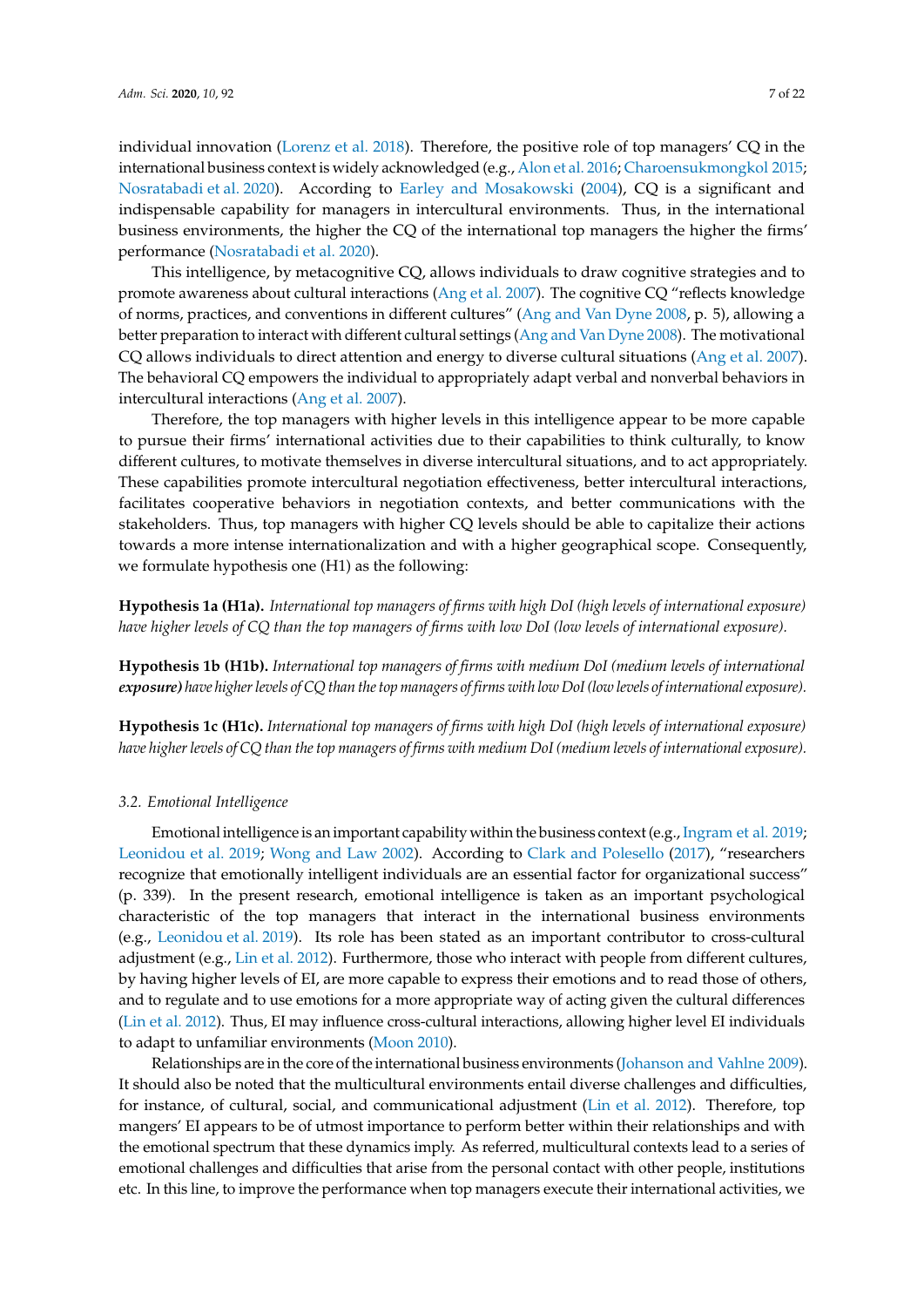individual innovation (Lorenz et al. 2018). Therefore, the positive role of top managers' CQ in the international business context is widely acknowledged (e.g., Alon et al. 2016; Charoensukmongkol 2015; Nosratabadi et al. 2020). According to Earley and Mosakowski (2004), CQ is a significant and indispensable capability for managers in intercultural environments. Thus, in the international business environments, the higher the CQ of the international top managers the higher the firms' performance (Nosratabadi et al. 2020).

This intelligence, by metacognitive CQ, allows individuals to draw cognitive strategies and to promote awareness about cultural interactions (Ang et al. 2007). The cognitive CQ "reflects knowledge of norms, practices, and conventions in different cultures" (Ang and Van Dyne 2008, p. 5), allowing a better preparation to interact with different cultural settings (Ang and Van Dyne 2008). The motivational CQ allows individuals to direct attention and energy to diverse cultural situations (Ang et al. 2007). The behavioral CQ empowers the individual to appropriately adapt verbal and nonverbal behaviors in intercultural interactions (Ang et al. 2007).

Therefore, the top managers with higher levels in this intelligence appear to be more capable to pursue their firms' international activities due to their capabilities to think culturally, to know different cultures, to motivate themselves in diverse intercultural situations, and to act appropriately. These capabilities promote intercultural negotiation effectiveness, better intercultural interactions, facilitates cooperative behaviors in negotiation contexts, and better communications with the stakeholders. Thus, top managers with higher CQ levels should be able to capitalize their actions towards a more intense internationalization and with a higher geographical scope. Consequently, we formulate hypothesis one (H1) as the following:

**Hypothesis 1a (H1a).** *International top managers of firms with high DoI (high levels of international exposure) have higher levels of CQ than the top managers of firms with low DoI (low levels of international exposure).*

**Hypothesis 1b (H1b).** *International top managers of firms with medium DoI (medium levels of international* ***exposure)*** *have higher levels of CQ than the top managers of firms with low DoI (low levels of international exposure).*

**Hypothesis 1c (H1c).** *International top managers of firms with high DoI (high levels of international exposure) have higher levels of CQ than the top managers of firms with medium DoI (medium levels of international exposure).*

### *3.2. Emotional Intelligence*

Emotional intelligence is an important capability within the business context (e.g., Ingram et al. 2019; Leonidou et al. 2019; Wong and Law 2002). According to Clark and Polesello (2017), "researchers recognize that emotionally intelligent individuals are an essential factor for organizational success" (p. 339). In the present research, emotional intelligence is taken as an important psychological characteristic of the top managers that interact in the international business environments (e.g., Leonidou et al. 2019). Its role has been stated as an important contributor to cross-cultural adjustment (e.g., Lin et al. 2012). Furthermore, those who interact with people from different cultures, by having higher levels of EI, are more capable to express their emotions and to read those of others, and to regulate and to use emotions for a more appropriate way of acting given the cultural differences (Lin et al. 2012). Thus, EI may influence cross-cultural interactions, allowing higher level EI individuals to adapt to unfamiliar environments (Moon 2010).

Relationships are in the core of the international business environments (Johanson and Vahlne 2009). It should also be noted that the multicultural environments entail diverse challenges and difficulties, for instance, of cultural, social, and communicational adjustment (Lin et al. 2012). Therefore, top mangers' EI appears to be of utmost importance to perform better within their relationships and with the emotional spectrum that these dynamics imply. As referred, multicultural contexts lead to a series of emotional challenges and difficulties that arise from the personal contact with other people, institutions etc. In this line, to improve the performance when top managers execute their international activities, we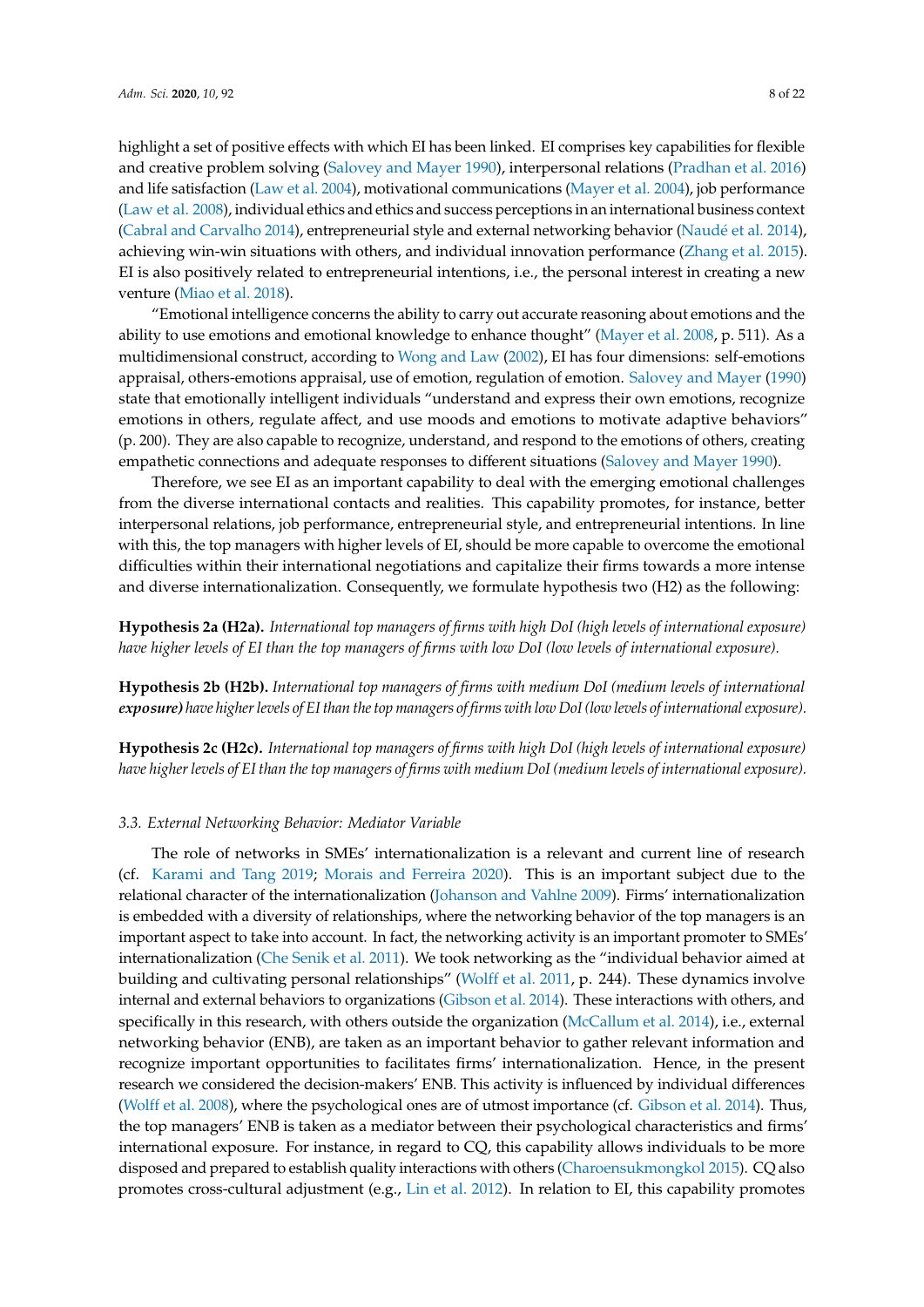highlight a set of positive effects with which EI has been linked. EI comprises key capabilities for flexible and creative problem solving (Salovey and Mayer 1990), interpersonal relations (Pradhan et al. 2016) and life satisfaction (Law et al. 2004), motivational communications (Mayer et al. 2004), job performance (Law et al. 2008), individual ethics and ethics and success perceptions in an international business context (Cabral and Carvalho 2014), entrepreneurial style and external networking behavior (Naudé et al. 2014), achieving win-win situations with others, and individual innovation performance (Zhang et al. 2015). EI is also positively related to entrepreneurial intentions, i.e., the personal interest in creating a new venture (Miao et al. 2018).

"Emotional intelligence concerns the ability to carry out accurate reasoning about emotions and the ability to use emotions and emotional knowledge to enhance thought" (Mayer et al. 2008, p. 511). As a multidimensional construct, according to Wong and Law (2002), EI has four dimensions: self-emotions appraisal, others-emotions appraisal, use of emotion, regulation of emotion. Salovey and Mayer (1990) state that emotionally intelligent individuals "understand and express their own emotions, recognize emotions in others, regulate affect, and use moods and emotions to motivate adaptive behaviors" (p. 200). They are also capable to recognize, understand, and respond to the emotions of others, creating empathetic connections and adequate responses to different situations (Salovey and Mayer 1990).

Therefore, we see EI as an important capability to deal with the emerging emotional challenges from the diverse international contacts and realities. This capability promotes, for instance, better interpersonal relations, job performance, entrepreneurial style, and entrepreneurial intentions. In line with this, the top managers with higher levels of EI, should be more capable to overcome the emotional difficulties within their international negotiations and capitalize their firms towards a more intense and diverse internationalization. Consequently, we formulate hypothesis two (H2) as the following:

**Hypothesis 2a (H2a).** *International top managers of firms with high DoI (high levels of international exposure) have higher levels of EI than the top managers of firms with low DoI (low levels of international exposure).*

**Hypothesis 2b (H2b).** *International top managers of firms with medium DoI (medium levels of international* ***exposure)*** *have higher levels of EI than the top managers of firms with low DoI (low levels of international exposure).*

**Hypothesis 2c (H2c).** *International top managers of firms with high DoI (high levels of international exposure) have higher levels of EI than the top managers of firms with medium DoI (medium levels of international exposure).*

### *3.3. External Networking Behavior: Mediator Variable*

The role of networks in SMEs' internationalization is a relevant and current line of research (cf. Karami and Tang 2019; Morais and Ferreira 2020). This is an important subject due to the relational character of the internationalization (Johanson and Vahlne 2009). Firms' internationalization is embedded with a diversity of relationships, where the networking behavior of the top managers is an important aspect to take into account. In fact, the networking activity is an important promoter to SMEs' internationalization (Che Senik et al. 2011). We took networking as the "individual behavior aimed at building and cultivating personal relationships" (Wolff et al. 2011, p. 244). These dynamics involve internal and external behaviors to organizations (Gibson et al. 2014). These interactions with others, and specifically in this research, with others outside the organization (McCallum et al. 2014), i.e., external networking behavior (ENB), are taken as an important behavior to gather relevant information and recognize important opportunities to facilitates firms' internationalization. Hence, in the present research we considered the decision-makers' ENB. This activity is influenced by individual differences (Wolff et al. 2008), where the psychological ones are of utmost importance (cf. Gibson et al. 2014). Thus, the top managers' ENB is taken as a mediator between their psychological characteristics and firms' international exposure. For instance, in regard to CQ, this capability allows individuals to be more disposed and prepared to establish quality interactions with others (Charoensukmongkol 2015). CQ also promotes cross-cultural adjustment (e.g., Lin et al. 2012). In relation to EI, this capability promotes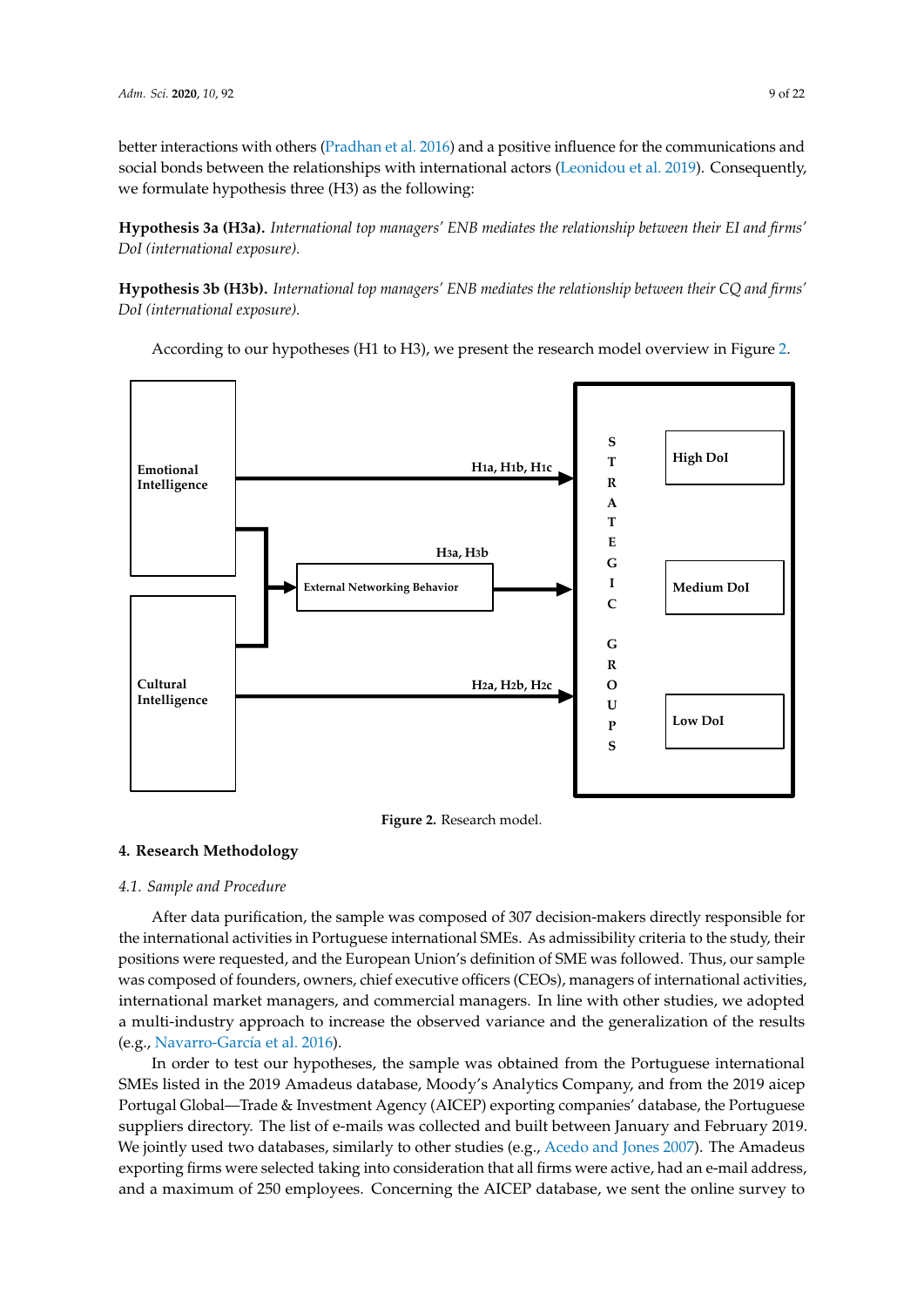better interactions with others (Pradhan et al. 2016) and a positive influence for the communications and social bonds between the relationships with international actors (Leonidou et al. 2019). Consequently, we formulate hypothesis three (H3) as the following:

**Hypothesis 3a (H3a).** *International top managers' ENB mediates the relationship between their EI and firms' DoI (international exposure).*

**Hypothesis 3b (H3b).** *International top managers' ENB mediates the relationship between their CQ and firms' DoI (international exposure).*

According to our hypotheses (H1 to H3), we present the research model overview in Figure 2.

Emotional Intelligence

Cultural Intelligence

External Networking Behavior

H1a, H1b, H1c

H3a, H3b

H2a, H2b, H2c

STRATEGIC GROUPS

High DoI

Medium DoI

Low DoI

**Figure 2.** Research model.

## 4. Research Methodology

### *4.1. Sample and Procedure*

After data purification, the sample was composed of 307 decision-makers directly responsible for the international activities in Portuguese international SMEs. As admissibility criteria to the study, their positions were requested, and the European Union's definition of SME was followed. Thus, our sample was composed of founders, owners, chief executive officers (CEOs), managers of international activities, international market managers, and commercial managers. In line with other studies, we adopted a multi-industry approach to increase the observed variance and the generalization of the results (e.g., Navarro-García et al. 2016).

In order to test our hypotheses, the sample was obtained from the Portuguese international SMEs listed in the 2019 Amadeus database, Moody's Analytics Company, and from the 2019 aicep Portugal Global—Trade & Investment Agency (AICEP) exporting companies' database, the Portuguese suppliers directory. The list of e-mails was collected and built between January and February 2019. We jointly used two databases, similarly to other studies (e.g., Acedo and Jones 2007). The Amadeus exporting firms were selected taking into consideration that all firms were active, had an e-mail address, and a maximum of 250 employees. Concerning the AICEP database, we sent the online survey to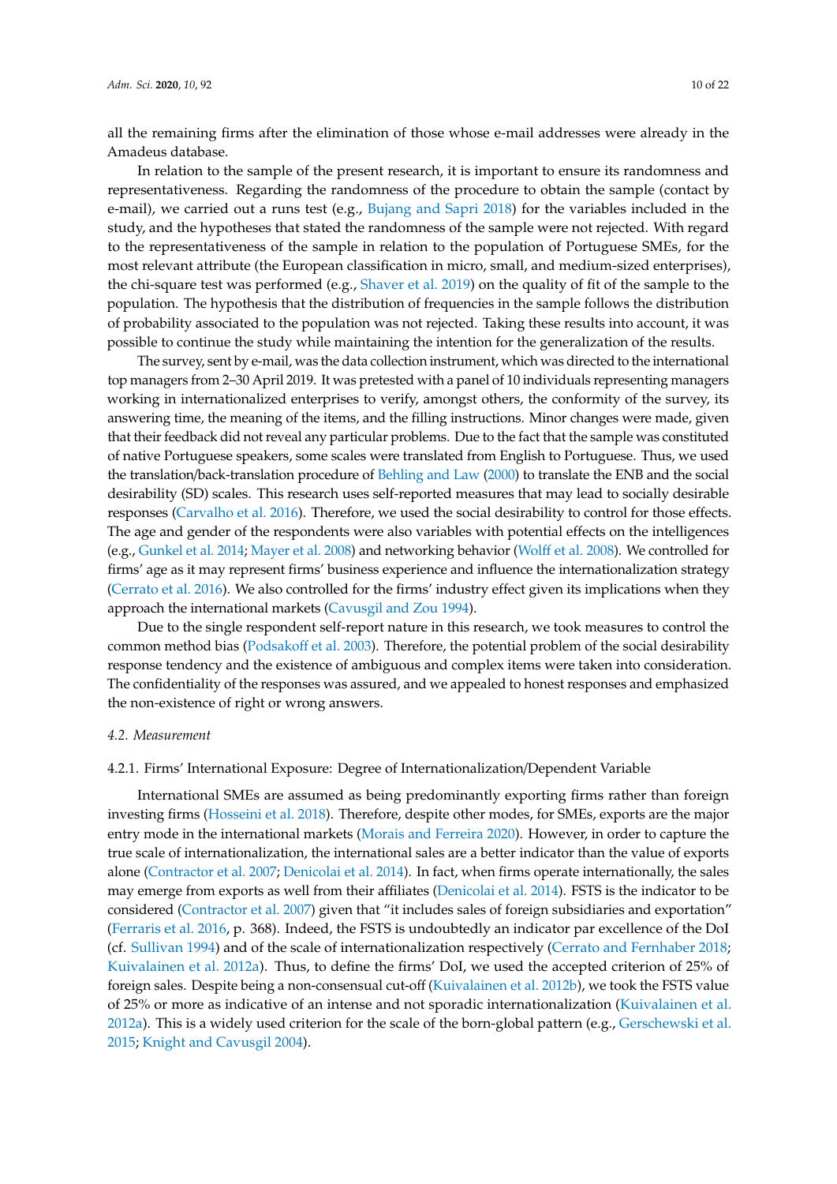all the remaining firms after the elimination of those whose e-mail addresses were already in the Amadeus database.

In relation to the sample of the present research, it is important to ensure its randomness and representativeness. Regarding the randomness of the procedure to obtain the sample (contact by e-mail), we carried out a runs test (e.g., Bujang and Sapri 2018) for the variables included in the study, and the hypotheses that stated the randomness of the sample were not rejected. With regard to the representativeness of the sample in relation to the population of Portuguese SMEs, for the most relevant attribute (the European classification in micro, small, and medium-sized enterprises), the chi-square test was performed (e.g., Shaver et al. 2019) on the quality of fit of the sample to the population. The hypothesis that the distribution of frequencies in the sample follows the distribution of probability associated to the population was not rejected. Taking these results into account, it was possible to continue the study while maintaining the intention for the generalization of the results.

The survey, sent by e-mail, was the data collection instrument, which was directed to the international top managers from 2–30 April 2019. It was pretested with a panel of 10 individuals representing managers working in internationalized enterprises to verify, amongst others, the conformity of the survey, its answering time, the meaning of the items, and the filling instructions. Minor changes were made, given that their feedback did not reveal any particular problems. Due to the fact that the sample was constituted of native Portuguese speakers, some scales were translated from English to Portuguese. Thus, we used the translation/back-translation procedure of Behling and Law (2000) to translate the ENB and the social desirability (SD) scales. This research uses self-reported measures that may lead to socially desirable responses (Carvalho et al. 2016). Therefore, we used the social desirability to control for those effects. The age and gender of the respondents were also variables with potential effects on the intelligences (e.g., Gunkel et al. 2014; Mayer et al. 2008) and networking behavior (Wolff et al. 2008). We controlled for firms' age as it may represent firms' business experience and influence the internationalization strategy (Cerrato et al. 2016). We also controlled for the firms' industry effect given its implications when they approach the international markets (Cavusgil and Zou 1994).

Due to the single respondent self-report nature in this research, we took measures to control the common method bias (Podsakoff et al. 2003). Therefore, the potential problem of the social desirability response tendency and the existence of ambiguous and complex items were taken into consideration. The confidentiality of the responses was assured, and we appealed to honest responses and emphasized the non-existence of right or wrong answers.

### *4.2. Measurement*

#### 4.2.1. Firms' International Exposure: Degree of Internationalization/Dependent Variable

International SMEs are assumed as being predominantly exporting firms rather than foreign investing firms (Hosseini et al. 2018). Therefore, despite other modes, for SMEs, exports are the major entry mode in the international markets (Morais and Ferreira 2020). However, in order to capture the true scale of internationalization, the international sales are a better indicator than the value of exports alone (Contractor et al. 2007; Denicolai et al. 2014). In fact, when firms operate internationally, the sales may emerge from exports as well from their affiliates (Denicolai et al. 2014). FSTS is the indicator to be considered (Contractor et al. 2007) given that "it includes sales of foreign subsidiaries and exportation" (Ferraris et al. 2016, p. 368). Indeed, the FSTS is undoubtedly an indicator par excellence of the DoI (cf. Sullivan 1994) and of the scale of internationalization respectively (Cerrato and Fernhaber 2018; Kuivalainen et al. 2012a). Thus, to define the firms' DoI, we used the accepted criterion of 25% of foreign sales. Despite being a non-consensual cut-off (Kuivalainen et al. 2012b), we took the FSTS value of 25% or more as indicative of an intense and not sporadic internationalization (Kuivalainen et al. 2012a). This is a widely used criterion for the scale of the born-global pattern (e.g., Gerschewski et al. 2015; Knight and Cavusgil 2004).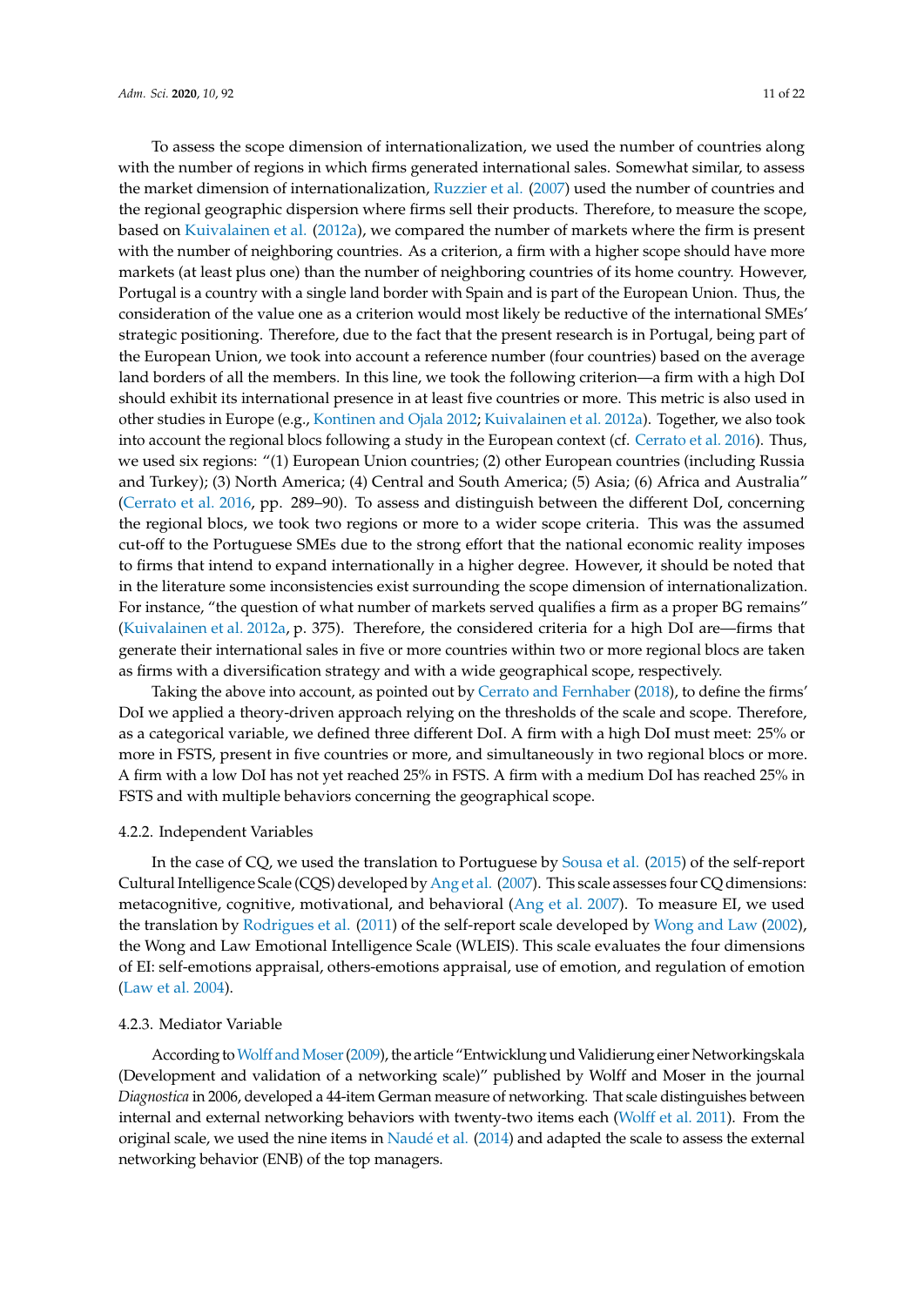To assess the scope dimension of internationalization, we used the number of countries along with the number of regions in which firms generated international sales. Somewhat similar, to assess the market dimension of internationalization, Ruzzier et al. (2007) used the number of countries and the regional geographic dispersion where firms sell their products. Therefore, to measure the scope, based on Kuivalainen et al. (2012a), we compared the number of markets where the firm is present with the number of neighboring countries. As a criterion, a firm with a higher scope should have more markets (at least plus one) than the number of neighboring countries of its home country. However, Portugal is a country with a single land border with Spain and is part of the European Union. Thus, the consideration of the value one as a criterion would most likely be reductive of the international SMEs' strategic positioning. Therefore, due to the fact that the present research is in Portugal, being part of the European Union, we took into account a reference number (four countries) based on the average land borders of all the members. In this line, we took the following criterion—a firm with a high DoI should exhibit its international presence in at least five countries or more. This metric is also used in other studies in Europe (e.g., Kontinen and Ojala 2012; Kuivalainen et al. 2012a). Together, we also took into account the regional blocs following a study in the European context (cf. Cerrato et al. 2016). Thus, we used six regions: "(1) European Union countries; (2) other European countries (including Russia and Turkey); (3) North America; (4) Central and South America; (5) Asia; (6) Africa and Australia" (Cerrato et al. 2016, pp. 289–90). To assess and distinguish between the different DoI, concerning the regional blocs, we took two regions or more to a wider scope criteria. This was the assumed cut-off to the Portuguese SMEs due to the strong effort that the national economic reality imposes to firms that intend to expand internationally in a higher degree. However, it should be noted that in the literature some inconsistencies exist surrounding the scope dimension of internationalization. For instance, "the question of what number of markets served qualifies a firm as a proper BG remains" (Kuivalainen et al. 2012a, p. 375). Therefore, the considered criteria for a high DoI are—firms that generate their international sales in five or more countries within two or more regional blocs are taken as firms with a diversification strategy and with a wide geographical scope, respectively.

Taking the above into account, as pointed out by Cerrato and Fernhaber (2018), to define the firms' DoI we applied a theory-driven approach relying on the thresholds of the scale and scope. Therefore, as a categorical variable, we defined three different DoI. A firm with a high DoI must meet: 25% or more in FSTS, present in five countries or more, and simultaneously in two regional blocs or more. A firm with a low DoI has not yet reached 25% in FSTS. A firm with a medium DoI has reached 25% in FSTS and with multiple behaviors concerning the geographical scope.

#### 4.2.2. Independent Variables

In the case of CQ, we used the translation to Portuguese by Sousa et al. (2015) of the self-report Cultural Intelligence Scale (CQS) developed by Ang et al. (2007). This scale assesses four CQ dimensions: metacognitive, cognitive, motivational, and behavioral (Ang et al. 2007). To measure EI, we used the translation by Rodrigues et al. (2011) of the self-report scale developed by Wong and Law (2002), the Wong and Law Emotional Intelligence Scale (WLEIS). This scale evaluates the four dimensions of EI: self-emotions appraisal, others-emotions appraisal, use of emotion, and regulation of emotion (Law et al. 2004).

#### 4.2.3. Mediator Variable

According to Wolff and Moser (2009), the article "Entwicklung und Validierung einer Networkingskala (Development and validation of a networking scale)" published by Wolff and Moser in the journal *Diagnostica* in 2006, developed a 44-item German measure of networking. That scale distinguishes between internal and external networking behaviors with twenty-two items each (Wolff et al. 2011). From the original scale, we used the nine items in Naudé et al. (2014) and adapted the scale to assess the external networking behavior (ENB) of the top managers.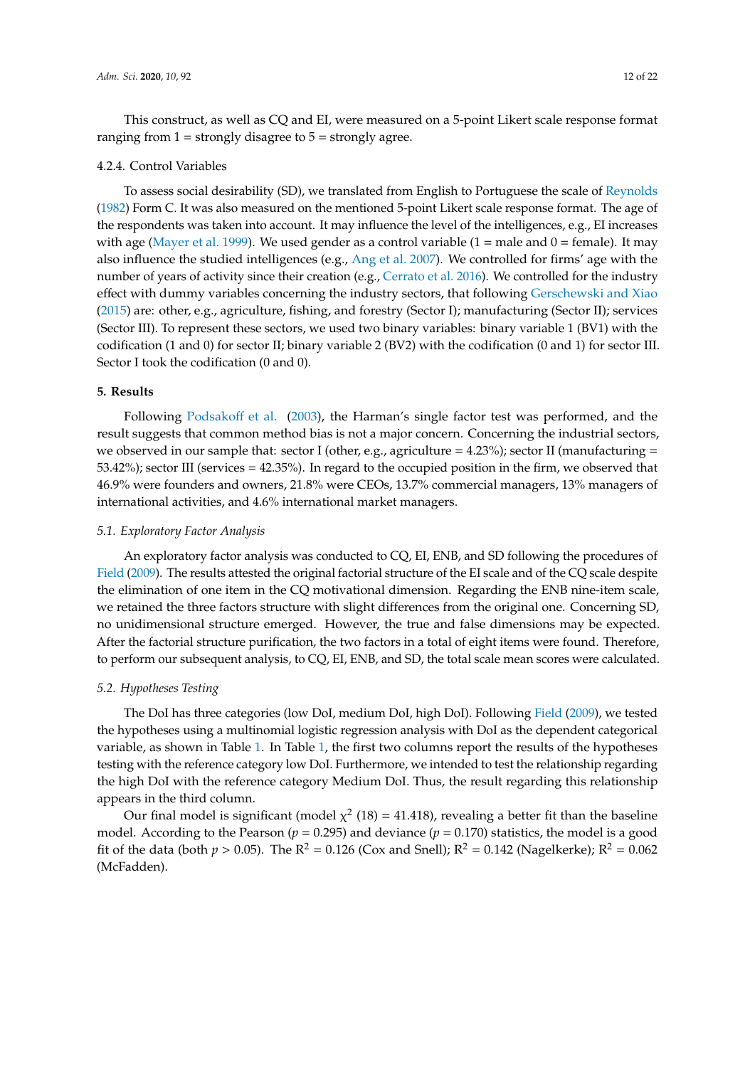This construct, as well as CQ and EI, were measured on a 5-point Likert scale response format ranging from 1 = strongly disagree to 5 = strongly agree.

#### 4.2.4. Control Variables

To assess social desirability (SD), we translated from English to Portuguese the scale of Reynolds (1982) Form C. It was also measured on the mentioned 5-point Likert scale response format. The age of the respondents was taken into account. It may influence the level of the intelligences, e.g., EI increases with age (Mayer et al. 1999). We used gender as a control variable (1 = male and 0 = female). It may also influence the studied intelligences (e.g., Ang et al. 2007). We controlled for firms' age with the number of years of activity since their creation (e.g., Cerrato et al. 2016). We controlled for the industry effect with dummy variables concerning the industry sectors, that following Gerschewski and Xiao (2015) are: other, e.g., agriculture, fishing, and forestry (Sector I); manufacturing (Sector II); services (Sector III). To represent these sectors, we used two binary variables: binary variable 1 (BV1) with the codification (1 and 0) for sector II; binary variable 2 (BV2) with the codification (0 and 1) for sector III. Sector I took the codification (0 and 0).

## 5. Results

Following Podsakoff et al. (2003), the Harman's single factor test was performed, and the result suggests that common method bias is not a major concern. Concerning the industrial sectors, we observed in our sample that: sector I (other, e.g., agriculture = 4.23%); sector II (manufacturing = 53.42%); sector III (services = 42.35%). In regard to the occupied position in the firm, we observed that 46.9% were founders and owners, 21.8% were CEOs, 13.7% commercial managers, 13% managers of international activities, and 4.6% international market managers.

### *5.1. Exploratory Factor Analysis*

An exploratory factor analysis was conducted to CQ, EI, ENB, and SD following the procedures of Field (2009). The results attested the original factorial structure of the EI scale and of the CQ scale despite the elimination of one item in the CQ motivational dimension. Regarding the ENB nine-item scale, we retained the three factors structure with slight differences from the original one. Concerning SD, no unidimensional structure emerged. However, the true and false dimensions may be expected. After the factorial structure purification, the two factors in a total of eight items were found. Therefore, to perform our subsequent analysis, to CQ, EI, ENB, and SD, the total scale mean scores were calculated.

### *5.2. Hypotheses Testing*

The DoI has three categories (low DoI, medium DoI, high DoI). Following Field (2009), we tested the hypotheses using a multinomial logistic regression analysis with DoI as the dependent categorical variable, as shown in Table 1. In Table 1, the first two columns report the results of the hypotheses testing with the reference category low DoI. Furthermore, we intended to test the relationship regarding the high DoI with the reference category Medium DoI. Thus, the result regarding this relationship appears in the third column.

Our final model is significant (model $\chi^2$ (18) = 41.418), revealing a better fit than the baseline model. According to the Pearson ($p = 0.295$) and deviance ($p = 0.170$) statistics, the model is a good fit of the data (both $p > 0.05$). The $R^2 = 0.126$ (Cox and Snell); $R^2 = 0.142$ (Nagelkerke); $R^2 = 0.062$ (McFadden).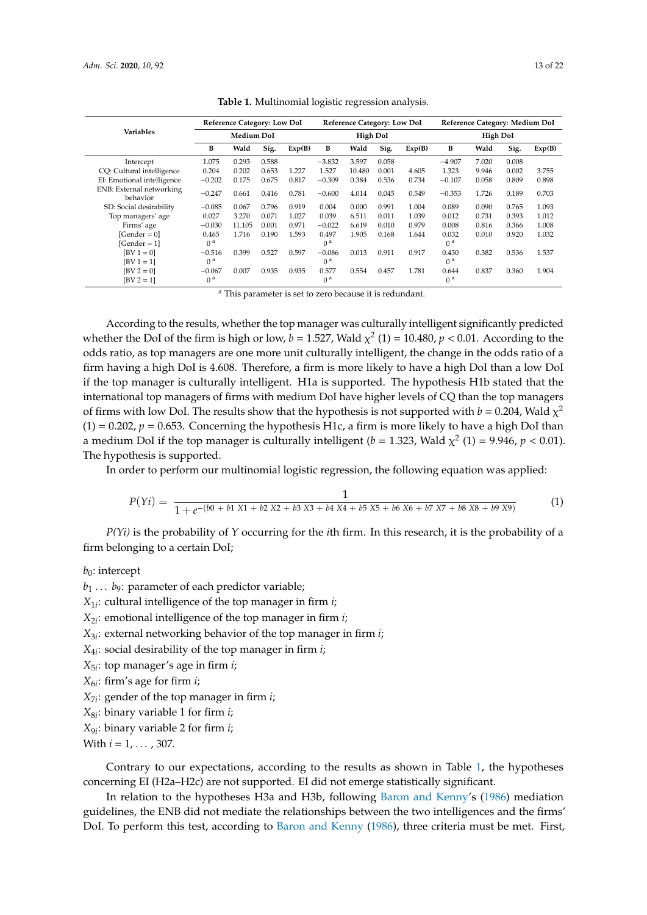**Table 1.** Multinomial logistic regression analysis.

| Variables | Reference Category: Low DoI | | | | Reference Category: Low DoI | | | | Reference Category: Medium DoI | | | |
|---|---|---|---|---|---|---|---|---|---|---|---|---|
| | Medium DoI | | | | High DoI | | | | High DoI | | | |
| | B | Wald | Sig. | Exp(B) | B | Wald | Sig. | Exp(B) | B | Wald | Sig. | Exp(B) |
| Intercept | 1.075 | 0.293 | 0.588 | | −3.832 | 3.597 | 0.058 | | −4.907 | 7.020 | 0.008 | |
| CQ: Cultural intelligence | 0.204 | 0.202 | 0.653 | 1.227 | 1.527 | 10.480 | 0.001 | 4.605 | 1.323 | 9.946 | 0.002 | 3.755 |
| EI: Emotional intelligence | −0.202 | 0.175 | 0.675 | 0.817 | −0.309 | 0.384 | 0.536 | 0.734 | −0.107 | 0.058 | 0.809 | 0.898 |
| ENB: External networking behavior | −0.247 | 0.661 | 0.416 | 0.781 | −0.600 | 4.014 | 0.045 | 0.549 | −0.353 | 1.726 | 0.189 | 0.703 |
| SD: Social desirability | −0.085 | 0.067 | 0.796 | 0.919 | 0.004 | 0.000 | 0.991 | 1.004 | 0.089 | 0.090 | 0.765 | 1.093 |
| Top managers' age | 0.027 | 3.270 | 0.071 | 1.027 | 0.039 | 6.511 | 0.011 | 1.039 | 0.012 | 0.731 | 0.393 | 1.012 |
| Firms' age | −0.030 | 11.105 | 0.001 | 0.971 | −0.022 | 6.619 | 0.010 | 0.979 | 0.008 | 0.816 | 0.366 | 1.008 |
| [Gender = 0] | 0.465 | 1.716 | 0.190 | 1.593 | 0.497 | 1.905 | 0.168 | 1.644 | 0.032 | 0.010 | 0.920 | 1.032 |
| [Gender = 1] | 0 [a] | | | | 0 [a] | | | | 0 [a] | | | |
| [BV 1 = 0] | −0.516 | 0.399 | 0.527 | 0.597 | −0.086 | 0.013 | 0.911 | 0.917 | 0.430 | 0.382 | 0.536 | 1.537 |
| [BV 1 = 1] | 0 [a] | | | | 0 [a] | | | | 0 [a] | | | |
| [BV 2 = 0] | −0.067 | 0.007 | 0.935 | 0.935 | 0.577 | 0.554 | 0.457 | 1.781 | 0.644 | 0.837 | 0.360 | 1.904 |
| [BV 2 = 1] | 0 [a] | | | | 0 [a] | | | | 0 [a] | | | |

[a] This parameter is set to zero because it is redundant.

According to the results, whether the top manager was culturally intelligent significantly predicted whether the DoI of the firm is high or low, $b = 1.527$, Wald $\chi^2$ (1) = 10.480, $p < 0.01$. According to the odds ratio, as top managers are one more unit culturally intelligent, the change in the odds ratio of a firm having a high DoI is 4.608. Therefore, a firm is more likely to have a high DoI than a low DoI if the top manager is culturally intelligent. H1a is supported. The hypothesis H1b stated that the international top managers of firms with medium DoI have higher levels of CQ than the top managers of firms with low DoI. The results show that the hypothesis is not supported with $b = 0.204$, Wald $\chi^2$ (1) = 0.202, $p = 0.653$. Concerning the hypothesis H1c, a firm is more likely to have a high DoI than a medium DoI if the top manager is culturally intelligent ($b = 1.323$, Wald $\chi^2$ (1) = 9.946, $p < 0.01$). The hypothesis is supported.

In order to perform our multinomial logistic regression, the following equation was applied:

$$P(Yi) = \frac{1}{1 + e^{-(b0\,+\,b1\ X1\,+\,b2\ X2\,+\,b3\ X3\,+\,b4\ X4\,+\,b5\ X5\,+\,b6\ X6\,+\,b7\ X7\,+\,b8\ X8\,+\,b9\ X9)}} \tag{1}$$

*P(Yi)* is the probability of *Y* occurring for the *i*th firm. In this research, it is the probability of a firm belonging to a certain DoI;

$b_0$: intercept

$b_1 \ldots b_9$: parameter of each predictor variable;

$X_{1i}$: cultural intelligence of the top manager in firm *i*;

$X_{2i}$: emotional intelligence of the top manager in firm *i*;

$X_{3i}$: external networking behavior of the top manager in firm *i*;

$X_{4i}$: social desirability of the top manager in firm *i*;

$X_{5i}$: top manager's age in firm *i*;

$X_{6i}$: firm's age for firm *i*;

$X_{7i}$: gender of the top manager in firm *i*;

$X_{8i}$: binary variable 1 for firm *i*;

$X_{9i}$: binary variable 2 for firm *i*;

With $i = 1, \ldots, 307$.

Contrary to our expectations, according to the results as shown in Table 1, the hypotheses concerning EI (H2a–H2c) are not supported. EI did not emerge statistically significant.

In relation to the hypotheses H3a and H3b, following Baron and Kenny's (1986) mediation guidelines, the ENB did not mediate the relationships between the two intelligences and the firms' DoI. To perform this test, according to Baron and Kenny (1986), three criteria must be met. First,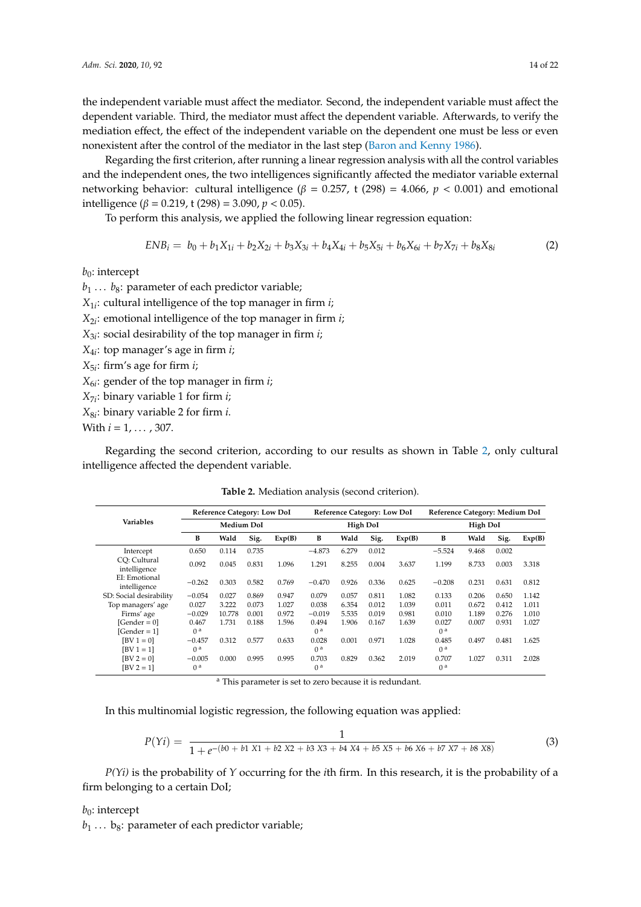the independent variable must affect the mediator. Second, the independent variable must affect the dependent variable. Third, the mediator must affect the dependent variable. Afterwards, to verify the mediation effect, the effect of the independent variable on the dependent one must be less or even nonexistent after the control of the mediator in the last step (Baron and Kenny 1986).

Regarding the first criterion, after running a linear regression analysis with all the control variables and the independent ones, the two intelligences significantly affected the mediator variable external networking behavior: cultural intelligence ($\beta$ = 0.257, t (298) = 4.066, $p$ < 0.001) and emotional intelligence ($\beta$ = 0.219, t (298) = 3.090, $p$ < 0.05).

To perform this analysis, we applied the following linear regression equation:

$$ENB_i = b_0 + b_1 X_{1i} + b_2 X_{2i} + b_3 X_{3i} + b_4 X_{4i} + b_5 X_{5i} + b_6 X_{6i} + b_7 X_{7i} + b_8 X_{8i} \quad (2)$$

$b_0$: intercept
$b_1 \ldots b_8$: parameter of each predictor variable;
$X_{1i}$: cultural intelligence of the top manager in firm $i$;
$X_{2i}$: emotional intelligence of the top manager in firm $i$;
$X_{3i}$: social desirability of the top manager in firm $i$;
$X_{4i}$: top manager's age in firm $i$;
$X_{5i}$: firm's age for firm $i$;
$X_{6i}$: gender of the top manager in firm $i$;
$X_{7i}$: binary variable 1 for firm $i$;
$X_{8i}$: binary variable 2 for firm $i$.
With $i$ = 1, … , 307.

Regarding the second criterion, according to our results as shown in Table 2, only cultural intelligence affected the dependent variable.

**Table 2.** Mediation analysis (second criterion).

| Variables | Reference Category: Low DoI | | | | Reference Category: Low DoI | | | | Reference Category: Medium DoI | | | |
|---|---|---|---|---|---|---|---|---|---|---|---|---|
| | Medium DoI | | | | High DoI | | | | High DoI | | | |
| | B | Wald | Sig. | Exp(B) | B | Wald | Sig. | Exp(B) | B | Wald | Sig. | Exp(B) |
| Intercept | 0.650 | 0.114 | 0.735 | | −4.873 | 6.279 | 0.012 | | −5.524 | 9.468 | 0.002 | |
| CQ: Cultural intelligence | 0.092 | 0.045 | 0.831 | 1.096 | 1.291 | 8.255 | 0.004 | 3.637 | 1.199 | 8.733 | 0.003 | 3.318 |
| EI: Emotional intelligence | −0.262 | 0.303 | 0.582 | 0.769 | −0.470 | 0.926 | 0.336 | 0.625 | −0.208 | 0.231 | 0.631 | 0.812 |
| SD: Social desirability | −0.054 | 0.027 | 0.869 | 0.947 | 0.079 | 0.057 | 0.811 | 1.082 | 0.133 | 0.206 | 0.650 | 1.142 |
| Top managers' age | 0.027 | 3.222 | 0.073 | 1.027 | 0.038 | 6.354 | 0.012 | 1.039 | 0.011 | 0.672 | 0.412 | 1.011 |
| Firms' age | −0.029 | 10.778 | 0.001 | 0.972 | −0.019 | 5.535 | 0.019 | 0.981 | 0.010 | 1.189 | 0.276 | 1.010 |
| [Gender = 0] | 0.467 | 1.731 | 0.188 | 1.596 | 0.494 | 1.906 | 0.167 | 1.639 | 0.027 | 0.007 | 0.931 | 1.027 |
| [Gender = 1] | 0 [a] | | | | 0 [a] | | | | 0 [a] | | | |
| [BV 1 = 0] | −0.457 | 0.312 | 0.577 | 0.633 | 0.028 | 0.001 | 0.971 | 1.028 | 0.485 | 0.497 | 0.481 | 1.625 |
| [BV 1 = 1] | 0 [a] | | | | 0 [a] | | | | 0 [a] | | | |
| [BV 2 = 0] | −0.005 | 0.000 | 0.995 | 0.995 | 0.703 | 0.829 | 0.362 | 2.019 | 0.707 | 1.027 | 0.311 | 2.028 |
| [BV 2 = 1] | 0 [a] | | | | 0 [a] | | | | 0 [a] | | | |

[a] This parameter is set to zero because it is redundant.

In this multinomial logistic regression, the following equation was applied:

$$P(Yi) = \frac{1}{1 + e^{-(b0\, +\, b1\ X1\, +\, b2\ X2\, +\, b3\ X3\, +\, b4\ X4\, +\, b5\ X5\, +\, b6\ X6\, +\, b7\ X7\, +\, b8\ X8)}} \quad (3)$$

*P(Yi)* is the probability of *Y* occurring for the *i*th firm. In this research, it is the probability of a firm belonging to a certain DoI;

$b_0$: intercept
$b_1 \ldots b_8$: parameter of each predictor variable;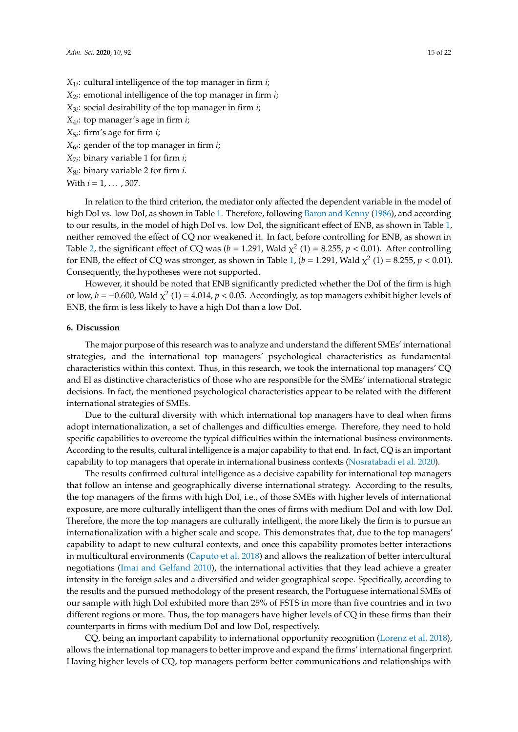$X_{1i}$: cultural intelligence of the top manager in firm $i$;
$X_{2i}$: emotional intelligence of the top manager in firm $i$;
$X_{3i}$: social desirability of the top manager in firm $i$;
$X_{4i}$: top manager's age in firm $i$;
$X_{5i}$: firm's age for firm $i$;
$X_{6i}$: gender of the top manager in firm $i$;
$X_{7i}$: binary variable 1 for firm $i$;
$X_{8i}$: binary variable 2 for firm $i$.
With $i = 1, \ldots, 307$.

In relation to the third criterion, the mediator only affected the dependent variable in the model of high DoI vs. low DoI, as shown in Table 1. Therefore, following Baron and Kenny (1986), and according to our results, in the model of high DoI vs. low DoI, the significant effect of ENB, as shown in Table 1, neither removed the effect of CQ nor weakened it. In fact, before controlling for ENB, as shown in Table 2, the significant effect of CQ was ($b = 1.291$, Wald $\chi^2$ (1) = 8.255, $p < 0.01$). After controlling for ENB, the effect of CQ was stronger, as shown in Table 1, ($b = 1.291$, Wald $\chi^2$ (1) = 8.255, $p < 0.01$). Consequently, the hypotheses were not supported.

However, it should be noted that ENB significantly predicted whether the DoI of the firm is high or low, $b = -0.600$, Wald $\chi^2$ (1) = 4.014, $p < 0.05$. Accordingly, as top managers exhibit higher levels of ENB, the firm is less likely to have a high DoI than a low DoI.

## 6. Discussion

The major purpose of this research was to analyze and understand the different SMEs' international strategies, and the international top managers' psychological characteristics as fundamental characteristics within this context. Thus, in this research, we took the international top managers' CQ and EI as distinctive characteristics of those who are responsible for the SMEs' international strategic decisions. In fact, the mentioned psychological characteristics appear to be related with the different international strategies of SMEs.

Due to the cultural diversity with which international top managers have to deal when firms adopt internationalization, a set of challenges and difficulties emerge. Therefore, they need to hold specific capabilities to overcome the typical difficulties within the international business environments. According to the results, cultural intelligence is a major capability to that end. In fact, CQ is an important capability to top managers that operate in international business contexts (Nosratabadi et al. 2020).

The results confirmed cultural intelligence as a decisive capability for international top managers that follow an intense and geographically diverse international strategy. According to the results, the top managers of the firms with high DoI, i.e., of those SMEs with higher levels of international exposure, are more culturally intelligent than the ones of firms with medium DoI and with low DoI. Therefore, the more the top managers are culturally intelligent, the more likely the firm is to pursue an internationalization with a higher scale and scope. This demonstrates that, due to the top managers' capability to adapt to new cultural contexts, and once this capability promotes better interactions in multicultural environments (Caputo et al. 2018) and allows the realization of better intercultural negotiations (Imai and Gelfand 2010), the international activities that they lead achieve a greater intensity in the foreign sales and a diversified and wider geographical scope. Specifically, according to the results and the pursued methodology of the present research, the Portuguese international SMEs of our sample with high DoI exhibited more than 25% of FSTS in more than five countries and in two different regions or more. Thus, the top managers have higher levels of CQ in these firms than their counterparts in firms with medium DoI and low DoI, respectively.

CQ, being an important capability to international opportunity recognition (Lorenz et al. 2018), allows the international top managers to better improve and expand the firms' international fingerprint. Having higher levels of CQ, top managers perform better communications and relationships with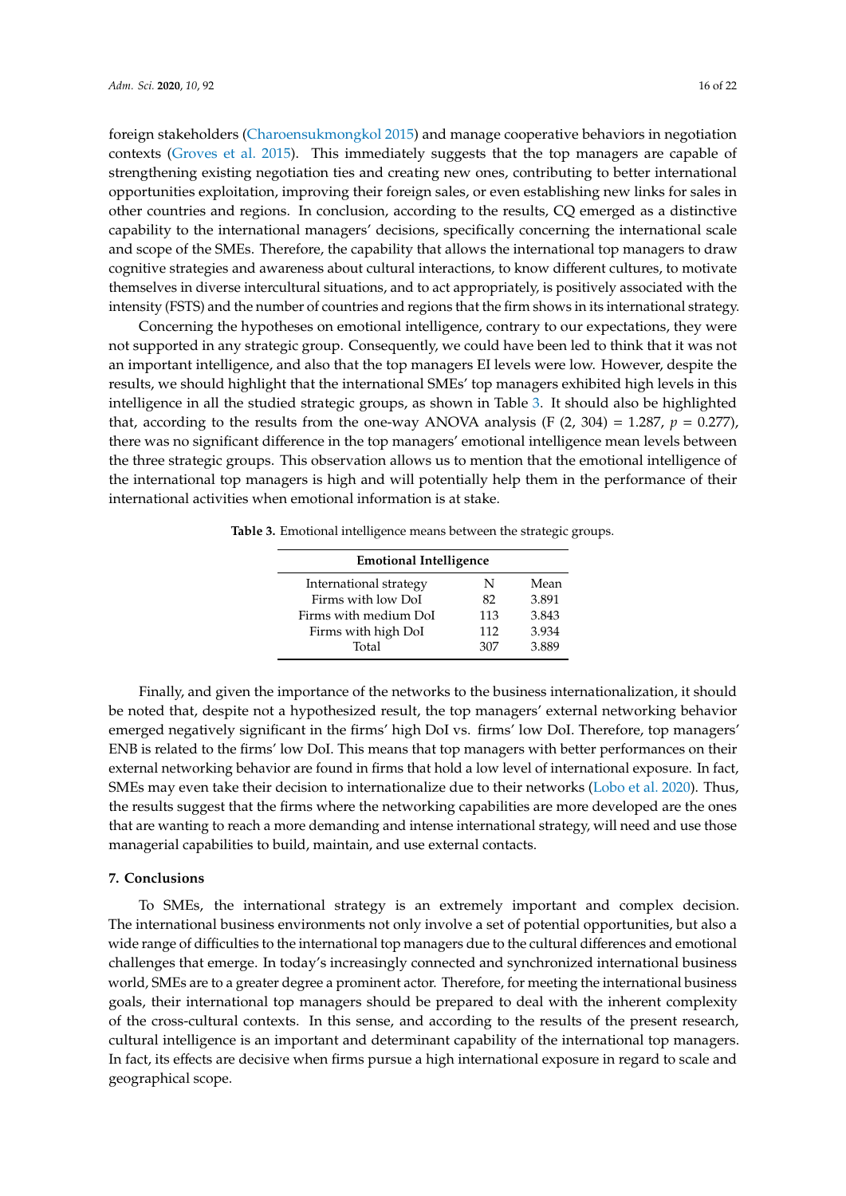foreign stakeholders (Charoensukmongkol 2015) and manage cooperative behaviors in negotiation contexts (Groves et al. 2015). This immediately suggests that the top managers are capable of strengthening existing negotiation ties and creating new ones, contributing to better international opportunities exploitation, improving their foreign sales, or even establishing new links for sales in other countries and regions. In conclusion, according to the results, CQ emerged as a distinctive capability to the international managers' decisions, specifically concerning the international scale and scope of the SMEs. Therefore, the capability that allows the international top managers to draw cognitive strategies and awareness about cultural interactions, to know different cultures, to motivate themselves in diverse intercultural situations, and to act appropriately, is positively associated with the intensity (FSTS) and the number of countries and regions that the firm shows in its international strategy.

Concerning the hypotheses on emotional intelligence, contrary to our expectations, they were not supported in any strategic group. Consequently, we could have been led to think that it was not an important intelligence, and also that the top managers EI levels were low. However, despite the results, we should highlight that the international SMEs' top managers exhibited high levels in this intelligence in all the studied strategic groups, as shown in Table 3. It should also be highlighted that, according to the results from the one-way ANOVA analysis ($F$ (2, 304) = 1.287, $p = 0.277$), there was no significant difference in the top managers' emotional intelligence mean levels between the three strategic groups. This observation allows us to mention that the emotional intelligence of the international top managers is high and will potentially help them in the performance of their international activities when emotional information is at stake.

**Table 3.** Emotional intelligence means between the strategic groups.

| **Emotional Intelligence** | | |
|---|---|---|
| International strategy | N | Mean |
| Firms with low DoI | 82 | 3.891 |
| Firms with medium DoI | 113 | 3.843 |
| Firms with high DoI | 112 | 3.934 |
| Total | 307 | 3.889 |

Finally, and given the importance of the networks to the business internationalization, it should be noted that, despite not a hypothesized result, the top managers' external networking behavior emerged negatively significant in the firms' high DoI vs. firms' low DoI. Therefore, top managers' ENB is related to the firms' low DoI. This means that top managers with better performances on their external networking behavior are found in firms that hold a low level of international exposure. In fact, SMEs may even take their decision to internationalize due to their networks (Lobo et al. 2020). Thus, the results suggest that the firms where the networking capabilities are more developed are the ones that are wanting to reach a more demanding and intense international strategy, will need and use those managerial capabilities to build, maintain, and use external contacts.

## 7. Conclusions

To SMEs, the international strategy is an extremely important and complex decision. The international business environments not only involve a set of potential opportunities, but also a wide range of difficulties to the international top managers due to the cultural differences and emotional challenges that emerge. In today's increasingly connected and synchronized international business world, SMEs are to a greater degree a prominent actor. Therefore, for meeting the international business goals, their international top managers should be prepared to deal with the inherent complexity of the cross-cultural contexts. In this sense, and according to the results of the present research, cultural intelligence is an important and determinant capability of the international top managers. In fact, its effects are decisive when firms pursue a high international exposure in regard to scale and geographical scope.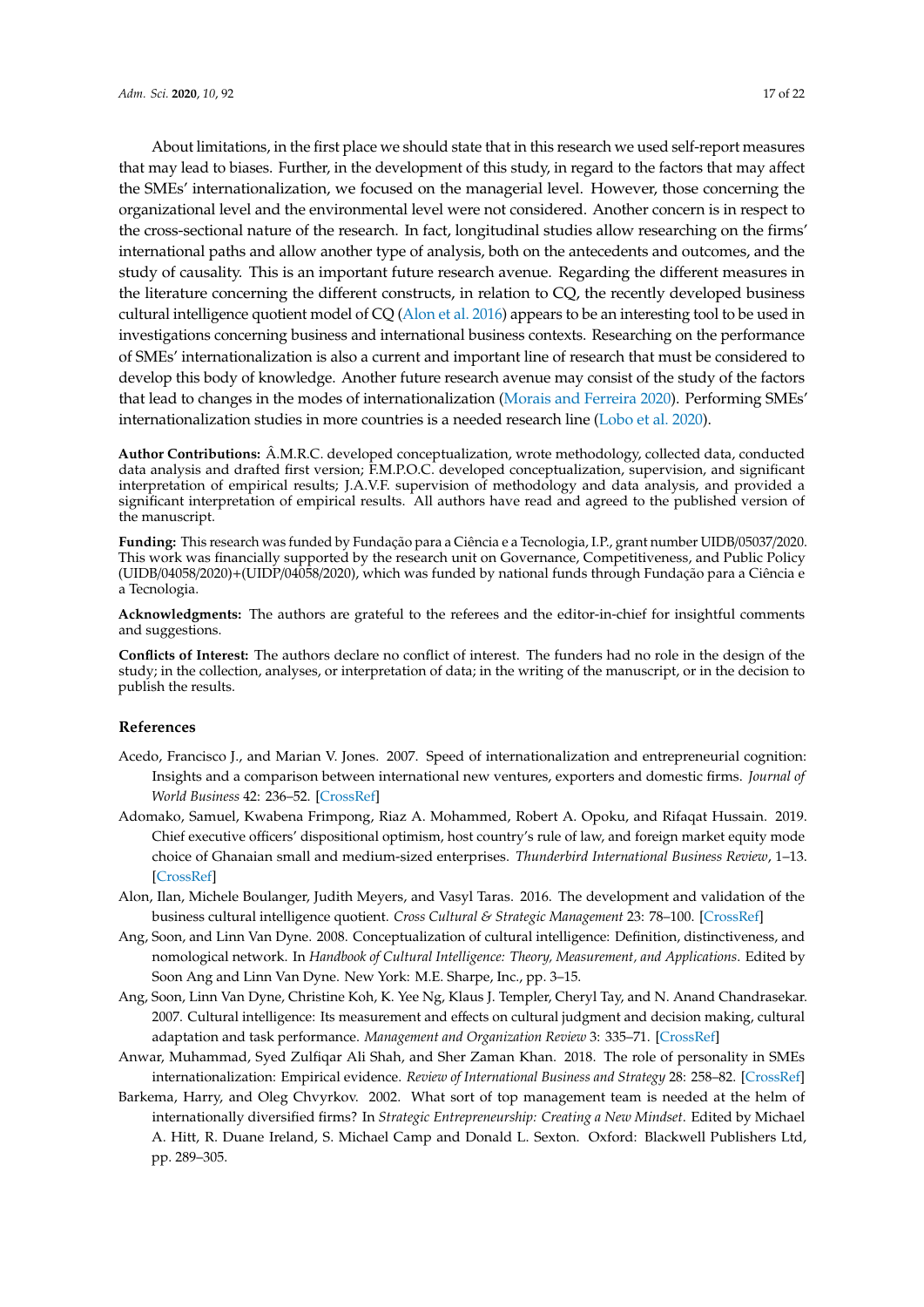About limitations, in the first place we should state that in this research we used self-report measures that may lead to biases. Further, in the development of this study, in regard to the factors that may affect the SMEs' internationalization, we focused on the managerial level. However, those concerning the organizational level and the environmental level were not considered. Another concern is in respect to the cross-sectional nature of the research. In fact, longitudinal studies allow researching on the firms' international paths and allow another type of analysis, both on the antecedents and outcomes, and the study of causality. This is an important future research avenue. Regarding the different measures in the literature concerning the different constructs, in relation to CQ, the recently developed business cultural intelligence quotient model of CQ (Alon et al. 2016) appears to be an interesting tool to be used in investigations concerning business and international business contexts. Researching on the performance of SMEs' internationalization is also a current and important line of research that must be considered to develop this body of knowledge. Another future research avenue may consist of the study of the factors that lead to changes in the modes of internationalization (Morais and Ferreira 2020). Performing SMEs' internationalization studies in more countries is a needed research line (Lobo et al. 2020).

**Author Contributions:** Â.M.R.C. developed conceptualization, wrote methodology, collected data, conducted data analysis and drafted first version; F.M.P.O.C. developed conceptualization, supervision, and significant interpretation of empirical results; J.A.V.F. supervision of methodology and data analysis, and provided a significant interpretation of empirical results. All authors have read and agreed to the published version of the manuscript.

**Funding:** This research was funded by Fundação para a Ciência e a Tecnologia, I.P., grant number UIDB/05037/2020. This work was financially supported by the research unit on Governance, Competitiveness, and Public Policy (UIDB/04058/2020)+(UIDP/04058/2020), which was funded by national funds through Fundação para a Ciência e a Tecnologia.

**Acknowledgments:** The authors are grateful to the referees and the editor-in-chief for insightful comments and suggestions.

**Conflicts of Interest:** The authors declare no conflict of interest. The funders had no role in the design of the study; in the collection, analyses, or interpretation of data; in the writing of the manuscript, or in the decision to publish the results.

## References

Acedo, Francisco J., and Marian V. Jones. 2007. Speed of internationalization and entrepreneurial cognition: Insights and a comparison between international new ventures, exporters and domestic firms. *Journal of World Business* 42: 236–52. [CrossRef]

Adomako, Samuel, Kwabena Frimpong, Riaz A. Mohammed, Robert A. Opoku, and Rifaqat Hussain. 2019. Chief executive officers' dispositional optimism, host country's rule of law, and foreign market equity mode choice of Ghanaian small and medium-sized enterprises. *Thunderbird International Business Review*, 1–13. [CrossRef]

Alon, Ilan, Michele Boulanger, Judith Meyers, and Vasyl Taras. 2016. The development and validation of the business cultural intelligence quotient. *Cross Cultural & Strategic Management* 23: 78–100. [CrossRef]

Ang, Soon, and Linn Van Dyne. 2008. Conceptualization of cultural intelligence: Definition, distinctiveness, and nomological network. In *Handbook of Cultural Intelligence: Theory, Measurement, and Applications*. Edited by Soon Ang and Linn Van Dyne. New York: M.E. Sharpe, Inc., pp. 3–15.

Ang, Soon, Linn Van Dyne, Christine Koh, K. Yee Ng, Klaus J. Templer, Cheryl Tay, and N. Anand Chandrasekar. 2007. Cultural intelligence: Its measurement and effects on cultural judgment and decision making, cultural adaptation and task performance. *Management and Organization Review* 3: 335–71. [CrossRef]

Anwar, Muhammad, Syed Zulfiqar Ali Shah, and Sher Zaman Khan. 2018. The role of personality in SMEs internationalization: Empirical evidence. *Review of International Business and Strategy* 28: 258–82. [CrossRef]

Barkema, Harry, and Oleg Chvyrkov. 2002. What sort of top management team is needed at the helm of internationally diversified firms? In *Strategic Entrepreneurship: Creating a New Mindset*. Edited by Michael A. Hitt, R. Duane Ireland, S. Michael Camp and Donald L. Sexton. Oxford: Blackwell Publishers Ltd, pp. 289–305.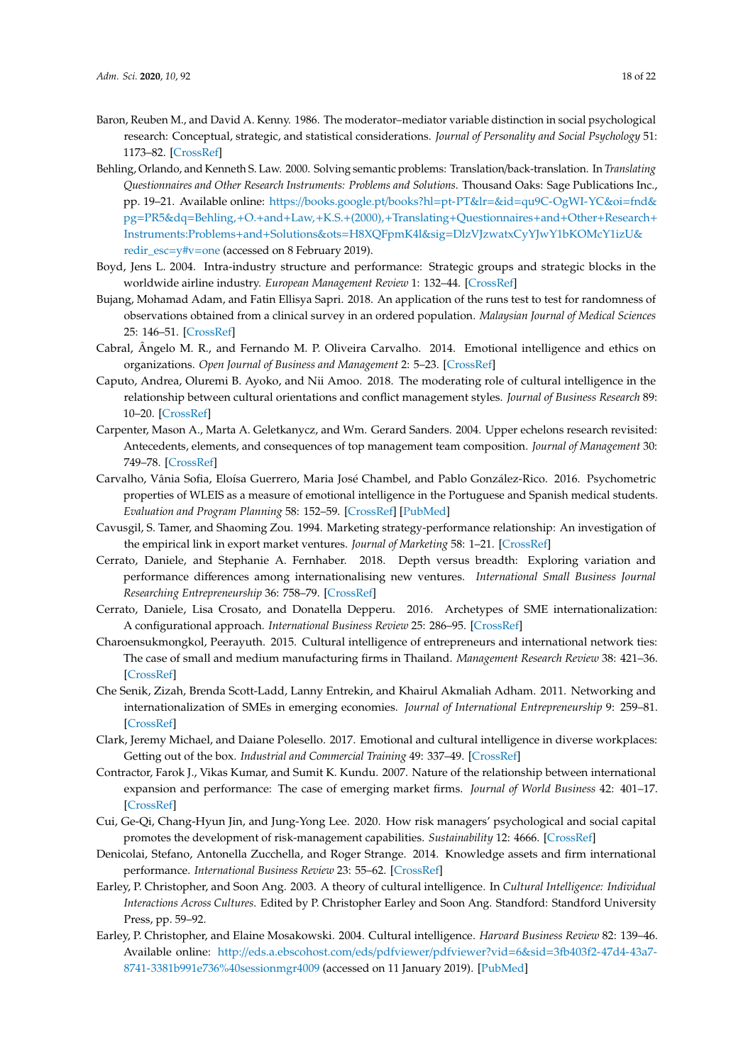Baron, Reuben M., and David A. Kenny. 1986. The moderator–mediator variable distinction in social psychological research: Conceptual, strategic, and statistical considerations. *Journal of Personality and Social Psychology* 51: 1173–82. [CrossRef]

Behling, Orlando, and Kenneth S. Law. 2000. Solving semantic problems: Translation/back-translation. In *Translating Questionnaires and Other Research Instruments: Problems and Solutions*. Thousand Oaks: Sage Publications Inc., pp. 19–21. Available online: https://books.google.pt/books?hl=pt-PT&lr=&id=qu9C-OgWI-YC&oi=fnd&pg=PR5&dq=Behling,+O.+and+Law,+K.S.+(2000),+Translating+Questionnaires+and+Other+Research+Instruments:Problems+and+Solutions&ots=H8XQFpmK4l&sig=DlzVJzwatxCyYJwY1bKOMcY1izU&redir_esc=y#v=one (accessed on 8 February 2019).

Boyd, Jens L. 2004. Intra-industry structure and performance: Strategic groups and strategic blocks in the worldwide airline industry. *European Management Review* 1: 132–44. [CrossRef]

Bujang, Mohamad Adam, and Fatin Ellisya Sapri. 2018. An application of the runs test to test for randomness of observations obtained from a clinical survey in an ordered population. *Malaysian Journal of Medical Sciences* 25: 146–51. [CrossRef]

Cabral, Ângelo M. R., and Fernando M. P. Oliveira Carvalho. 2014. Emotional intelligence and ethics on organizations. *Open Journal of Business and Management* 2: 5–23. [CrossRef]

Caputo, Andrea, Oluremi B. Ayoko, and Nii Amoo. 2018. The moderating role of cultural intelligence in the relationship between cultural orientations and conflict management styles. *Journal of Business Research* 89: 10–20. [CrossRef]

Carpenter, Mason A., Marta A. Geletkanycz, and Wm. Gerard Sanders. 2004. Upper echelons research revisited: Antecedents, elements, and consequences of top management team composition. *Journal of Management* 30: 749–78. [CrossRef]

Carvalho, Vânia Sofia, Eloísa Guerrero, Maria José Chambel, and Pablo González-Rico. 2016. Psychometric properties of WLEIS as a measure of emotional intelligence in the Portuguese and Spanish medical students. *Evaluation and Program Planning* 58: 152–59. [CrossRef] [PubMed]

Cavusgil, S. Tamer, and Shaoming Zou. 1994. Marketing strategy-performance relationship: An investigation of the empirical link in export market ventures. *Journal of Marketing* 58: 1–21. [CrossRef]

Cerrato, Daniele, and Stephanie A. Fernhaber. 2018. Depth versus breadth: Exploring variation and performance differences among internationalising new ventures. *International Small Business Journal Researching Entrepreneurship* 36: 758–79. [CrossRef]

Cerrato, Daniele, Lisa Crosato, and Donatella Depperu. 2016. Archetypes of SME internationalization: A configurational approach. *International Business Review* 25: 286–95. [CrossRef]

Charoensukmongkol, Peerayuth. 2015. Cultural intelligence of entrepreneurs and international network ties: The case of small and medium manufacturing firms in Thailand. *Management Research Review* 38: 421–36. [CrossRef]

Che Senik, Zizah, Brenda Scott-Ladd, Lanny Entrekin, and Khairul Akmaliah Adham. 2011. Networking and internationalization of SMEs in emerging economies. *Journal of International Entrepreneurship* 9: 259–81. [CrossRef]

Clark, Jeremy Michael, and Daiane Polesello. 2017. Emotional and cultural intelligence in diverse workplaces: Getting out of the box. *Industrial and Commercial Training* 49: 337–49. [CrossRef]

Contractor, Farok J., Vikas Kumar, and Sumit K. Kundu. 2007. Nature of the relationship between international expansion and performance: The case of emerging market firms. *Journal of World Business* 42: 401–17. [CrossRef]

Cui, Ge-Qi, Chang-Hyun Jin, and Jung-Yong Lee. 2020. How risk managers' psychological and social capital promotes the development of risk-management capabilities. *Sustainability* 12: 4666. [CrossRef]

Denicolai, Stefano, Antonella Zucchella, and Roger Strange. 2014. Knowledge assets and firm international performance. *International Business Review* 23: 55–62. [CrossRef]

Earley, P. Christopher, and Soon Ang. 2003. A theory of cultural intelligence. In *Cultural Intelligence: Individual Interactions Across Cultures*. Edited by P. Christopher Earley and Soon Ang. Standford: Standford University Press, pp. 59–92.

Earley, P. Christopher, and Elaine Mosakowski. 2004. Cultural intelligence. *Harvard Business Review* 82: 139–46. Available online: http://eds.a.ebscohost.com/eds/pdfviewer/pdfviewer?vid=6&sid=3fb403f2-47d4-43a7-8741-3381b991e736%40sessionmgr4009 (accessed on 11 January 2019). [PubMed]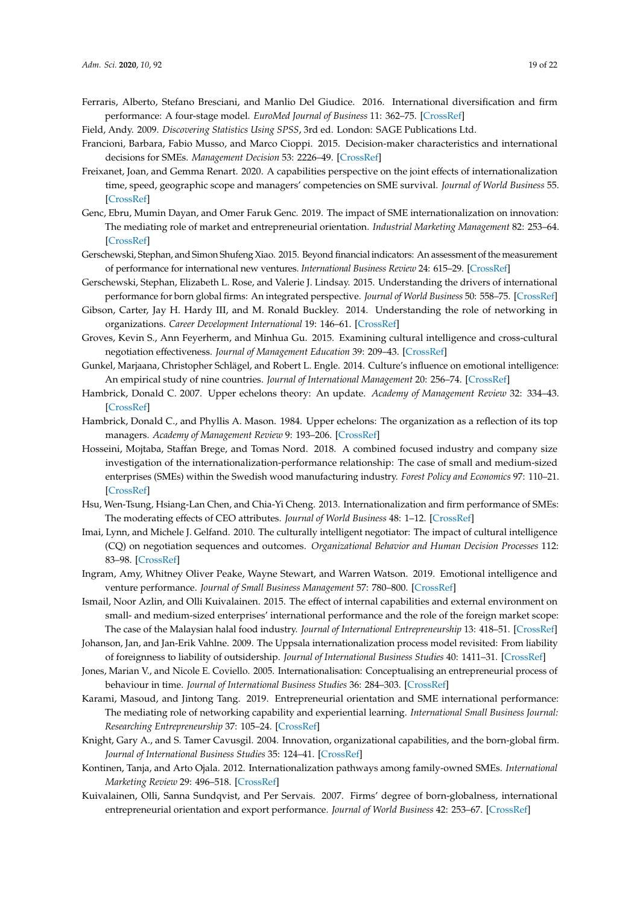Ferraris, Alberto, Stefano Bresciani, and Manlio Del Giudice. 2016. International diversification and firm performance: A four-stage model. *EuroMed Journal of Business* 11: 362–75. [CrossRef]

Field, Andy. 2009. *Discovering Statistics Using SPSS*, 3rd ed. London: SAGE Publications Ltd.

Francioni, Barbara, Fabio Musso, and Marco Cioppi. 2015. Decision-maker characteristics and international decisions for SMEs. *Management Decision* 53: 2226–49. [CrossRef]

Freixanet, Joan, and Gemma Renart. 2020. A capabilities perspective on the joint effects of internationalization time, speed, geographic scope and managers' competencies on SME survival. *Journal of World Business* 55. [CrossRef]

Genc, Ebru, Mumin Dayan, and Omer Faruk Genc. 2019. The impact of SME internationalization on innovation: The mediating role of market and entrepreneurial orientation. *Industrial Marketing Management* 82: 253–64. [CrossRef]

Gerschewski, Stephan, and Simon Shufeng Xiao. 2015. Beyond financial indicators: An assessment of the measurement of performance for international new ventures. *International Business Review* 24: 615–29. [CrossRef]

Gerschewski, Stephan, Elizabeth L. Rose, and Valerie J. Lindsay. 2015. Understanding the drivers of international performance for born global firms: An integrated perspective. *Journal of World Business* 50: 558–75. [CrossRef]

Gibson, Carter, Jay H. Hardy III, and M. Ronald Buckley. 2014. Understanding the role of networking in organizations. *Career Development International* 19: 146–61. [CrossRef]

Groves, Kevin S., Ann Feyerherm, and Minhua Gu. 2015. Examining cultural intelligence and cross-cultural negotiation effectiveness. *Journal of Management Education* 39: 209–43. [CrossRef]

Gunkel, Marjaana, Christopher Schlägel, and Robert L. Engle. 2014. Culture's influence on emotional intelligence: An empirical study of nine countries. *Journal of International Management* 20: 256–74. [CrossRef]

Hambrick, Donald C. 2007. Upper echelons theory: An update. *Academy of Management Review* 32: 334–43. [CrossRef]

Hambrick, Donald C., and Phyllis A. Mason. 1984. Upper echelons: The organization as a reflection of its top managers. *Academy of Management Review* 9: 193–206. [CrossRef]

Hosseini, Mojtaba, Staffan Brege, and Tomas Nord. 2018. A combined focused industry and company size investigation of the internationalization-performance relationship: The case of small and medium-sized enterprises (SMEs) within the Swedish wood manufacturing industry. *Forest Policy and Economics* 97: 110–21. [CrossRef]

Hsu, Wen-Tsung, Hsiang-Lan Chen, and Chia-Yi Cheng. 2013. Internationalization and firm performance of SMEs: The moderating effects of CEO attributes. *Journal of World Business* 48: 1–12. [CrossRef]

Imai, Lynn, and Michele J. Gelfand. 2010. The culturally intelligent negotiator: The impact of cultural intelligence (CQ) on negotiation sequences and outcomes. *Organizational Behavior and Human Decision Processes* 112: 83–98. [CrossRef]

Ingram, Amy, Whitney Oliver Peake, Wayne Stewart, and Warren Watson. 2019. Emotional intelligence and venture performance. *Journal of Small Business Management* 57: 780–800. [CrossRef]

Ismail, Noor Azlin, and Olli Kuivalainen. 2015. The effect of internal capabilities and external environment on small- and medium-sized enterprises' international performance and the role of the foreign market scope: The case of the Malaysian halal food industry. *Journal of International Entrepreneurship* 13: 418–51. [CrossRef]

Johanson, Jan, and Jan-Erik Vahlne. 2009. The Uppsala internationalization process model revisited: From liability of foreignness to liability of outsidership. *Journal of International Business Studies* 40: 1411–31. [CrossRef]

Jones, Marian V., and Nicole E. Coviello. 2005. Internationalisation: Conceptualising an entrepreneurial process of behaviour in time. *Journal of International Business Studies* 36: 284–303. [CrossRef]

Karami, Masoud, and Jintong Tang. 2019. Entrepreneurial orientation and SME international performance: The mediating role of networking capability and experiential learning. *International Small Business Journal: Researching Entrepreneurship* 37: 105–24. [CrossRef]

Knight, Gary A., and S. Tamer Cavusgil. 2004. Innovation, organizational capabilities, and the born-global firm. *Journal of International Business Studies* 35: 124–41. [CrossRef]

Kontinen, Tanja, and Arto Ojala. 2012. Internationalization pathways among family-owned SMEs. *International Marketing Review* 29: 496–518. [CrossRef]

Kuivalainen, Olli, Sanna Sundqvist, and Per Servais. 2007. Firms' degree of born-globalness, international entrepreneurial orientation and export performance. *Journal of World Business* 42: 253–67. [CrossRef]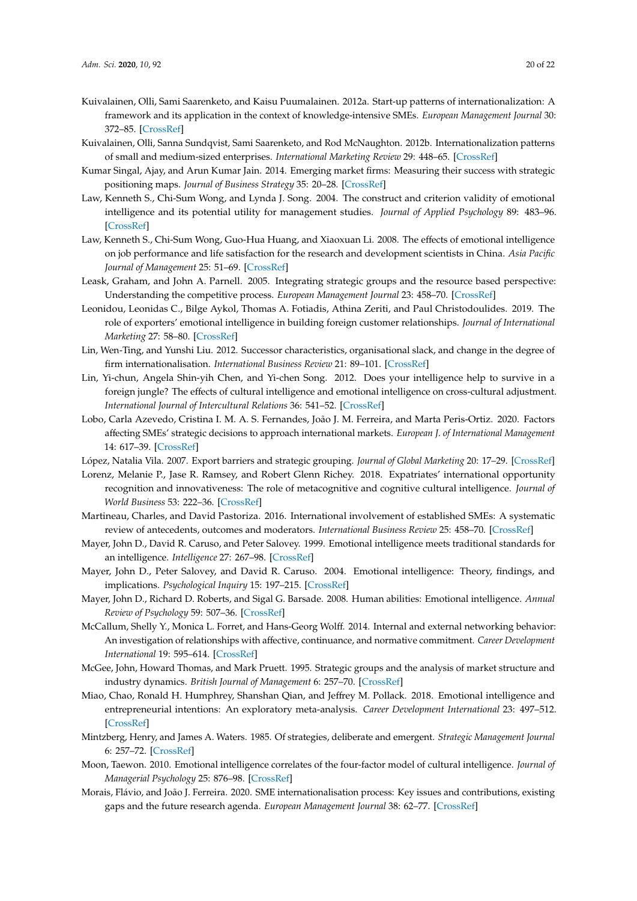Kuivalainen, Olli, Sami Saarenketo, and Kaisu Puumalainen. 2012a. Start-up patterns of internationalization: A framework and its application in the context of knowledge-intensive SMEs. *European Management Journal* 30: 372–85. [CrossRef]

Kuivalainen, Olli, Sanna Sundqvist, Sami Saarenketo, and Rod McNaughton. 2012b. Internationalization patterns of small and medium-sized enterprises. *International Marketing Review* 29: 448–65. [CrossRef]

Kumar Singal, Ajay, and Arun Kumar Jain. 2014. Emerging market firms: Measuring their success with strategic positioning maps. *Journal of Business Strategy* 35: 20–28. [CrossRef]

Law, Kenneth S., Chi-Sum Wong, and Lynda J. Song. 2004. The construct and criterion validity of emotional intelligence and its potential utility for management studies. *Journal of Applied Psychology* 89: 483–96. [CrossRef]

Law, Kenneth S., Chi-Sum Wong, Guo-Hua Huang, and Xiaoxuan Li. 2008. The effects of emotional intelligence on job performance and life satisfaction for the research and development scientists in China. *Asia Pacific Journal of Management* 25: 51–69. [CrossRef]

Leask, Graham, and John A. Parnell. 2005. Integrating strategic groups and the resource based perspective: Understanding the competitive process. *European Management Journal* 23: 458–70. [CrossRef]

Leonidou, Leonidas C., Bilge Aykol, Thomas A. Fotiadis, Athina Zeriti, and Paul Christodoulides. 2019. The role of exporters' emotional intelligence in building foreign customer relationships. *Journal of International Marketing* 27: 58–80. [CrossRef]

Lin, Wen-Ting, and Yunshi Liu. 2012. Successor characteristics, organisational slack, and change in the degree of firm internationalisation. *International Business Review* 21: 89–101. [CrossRef]

Lin, Yi-chun, Angela Shin-yih Chen, and Yi-chen Song. 2012. Does your intelligence help to survive in a foreign jungle? The effects of cultural intelligence and emotional intelligence on cross-cultural adjustment. *International Journal of Intercultural Relations* 36: 541–52. [CrossRef]

Lobo, Carla Azevedo, Cristina I. M. A. S. Fernandes, João J. M. Ferreira, and Marta Peris-Ortiz. 2020. Factors affecting SMEs' strategic decisions to approach international markets. *European J. of International Management* 14: 617–39. [CrossRef]

López, Natalia Vila. 2007. Export barriers and strategic grouping. *Journal of Global Marketing* 20: 17–29. [CrossRef]

Lorenz, Melanie P., Jase R. Ramsey, and Robert Glenn Richey. 2018. Expatriates' international opportunity recognition and innovativeness: The role of metacognitive and cognitive cultural intelligence. *Journal of World Business* 53: 222–36. [CrossRef]

Martineau, Charles, and David Pastoriza. 2016. International involvement of established SMEs: A systematic review of antecedents, outcomes and moderators. *International Business Review* 25: 458–70. [CrossRef]

Mayer, John D., David R. Caruso, and Peter Salovey. 1999. Emotional intelligence meets traditional standards for an intelligence. *Intelligence* 27: 267–98. [CrossRef]

Mayer, John D., Peter Salovey, and David R. Caruso. 2004. Emotional intelligence: Theory, findings, and implications. *Psychological Inquiry* 15: 197–215. [CrossRef]

Mayer, John D., Richard D. Roberts, and Sigal G. Barsade. 2008. Human abilities: Emotional intelligence. *Annual Review of Psychology* 59: 507–36. [CrossRef]

McCallum, Shelly Y., Monica L. Forret, and Hans-Georg Wolff. 2014. Internal and external networking behavior: An investigation of relationships with affective, continuance, and normative commitment. *Career Development International* 19: 595–614. [CrossRef]

McGee, John, Howard Thomas, and Mark Pruett. 1995. Strategic groups and the analysis of market structure and industry dynamics. *British Journal of Management* 6: 257–70. [CrossRef]

Miao, Chao, Ronald H. Humphrey, Shanshan Qian, and Jeffrey M. Pollack. 2018. Emotional intelligence and entrepreneurial intentions: An exploratory meta-analysis. *Career Development International* 23: 497–512. [CrossRef]

Mintzberg, Henry, and James A. Waters. 1985. Of strategies, deliberate and emergent. *Strategic Management Journal* 6: 257–72. [CrossRef]

Moon, Taewon. 2010. Emotional intelligence correlates of the four-factor model of cultural intelligence. *Journal of Managerial Psychology* 25: 876–98. [CrossRef]

Morais, Flávio, and João J. Ferreira. 2020. SME internationalisation process: Key issues and contributions, existing gaps and the future research agenda. *European Management Journal* 38: 62–77. [CrossRef]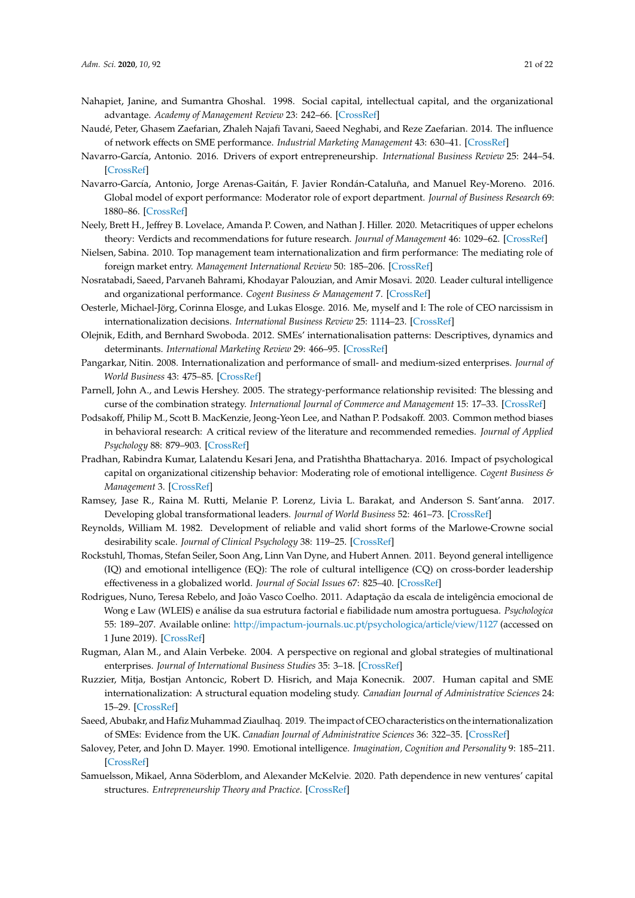Nahapiet, Janine, and Sumantra Ghoshal. 1998. Social capital, intellectual capital, and the organizational advantage. *Academy of Management Review* 23: 242–66. [CrossRef]

Naudé, Peter, Ghasem Zaefarian, Zhaleh Najafi Tavani, Saeed Neghabi, and Reze Zaefarian. 2014. The influence of network effects on SME performance. *Industrial Marketing Management* 43: 630–41. [CrossRef]

Navarro-García, Antonio. 2016. Drivers of export entrepreneurship. *International Business Review* 25: 244–54. [CrossRef]

Navarro-García, Antonio, Jorge Arenas-Gaitán, F. Javier Rondán-Cataluña, and Manuel Rey-Moreno. 2016. Global model of export performance: Moderator role of export department. *Journal of Business Research* 69: 1880–86. [CrossRef]

Neely, Brett H., Jeffrey B. Lovelace, Amanda P. Cowen, and Nathan J. Hiller. 2020. Metacritiques of upper echelons theory: Verdicts and recommendations for future research. *Journal of Management* 46: 1029–62. [CrossRef]

Nielsen, Sabina. 2010. Top management team internationalization and firm performance: The mediating role of foreign market entry. *Management International Review* 50: 185–206. [CrossRef]

Nosratabadi, Saeed, Parvaneh Bahrami, Khodayar Palouzian, and Amir Mosavi. 2020. Leader cultural intelligence and organizational performance. *Cogent Business & Management* 7. [CrossRef]

Oesterle, Michael-Jörg, Corinna Elosge, and Lukas Elosge. 2016. Me, myself and I: The role of CEO narcissism in internationalization decisions. *International Business Review* 25: 1114–23. [CrossRef]

Olejnik, Edith, and Bernhard Swoboda. 2012. SMEs' internationalisation patterns: Descriptives, dynamics and determinants. *International Marketing Review* 29: 466–95. [CrossRef]

Pangarkar, Nitin. 2008. Internationalization and performance of small- and medium-sized enterprises. *Journal of World Business* 43: 475–85. [CrossRef]

Parnell, John A., and Lewis Hershey. 2005. The strategy-performance relationship revisited: The blessing and curse of the combination strategy. *International Journal of Commerce and Management* 15: 17–33. [CrossRef]

Podsakoff, Philip M., Scott B. MacKenzie, Jeong-Yeon Lee, and Nathan P. Podsakoff. 2003. Common method biases in behavioral research: A critical review of the literature and recommended remedies. *Journal of Applied Psychology* 88: 879–903. [CrossRef]

Pradhan, Rabindra Kumar, Lalatendu Kesari Jena, and Pratishtha Bhattacharya. 2016. Impact of psychological capital on organizational citizenship behavior: Moderating role of emotional intelligence. *Cogent Business & Management* 3. [CrossRef]

Ramsey, Jase R., Raina M. Rutti, Melanie P. Lorenz, Livia L. Barakat, and Anderson S. Sant'anna. 2017. Developing global transformational leaders. *Journal of World Business* 52: 461–73. [CrossRef]

Reynolds, William M. 1982. Development of reliable and valid short forms of the Marlowe-Crowne social desirability scale. *Journal of Clinical Psychology* 38: 119–25. [CrossRef]

Rockstuhl, Thomas, Stefan Seiler, Soon Ang, Linn Van Dyne, and Hubert Annen. 2011. Beyond general intelligence (IQ) and emotional intelligence (EQ): The role of cultural intelligence (CQ) on cross-border leadership effectiveness in a globalized world. *Journal of Social Issues* 67: 825–40. [CrossRef]

Rodrigues, Nuno, Teresa Rebelo, and João Vasco Coelho. 2011. Adaptação da escala de inteligência emocional de Wong e Law (WLEIS) e análise da sua estrutura factorial e fiabilidade num amostra portuguesa. *Psychologica* 55: 189–207. Available online: http://impactum-journals.uc.pt/psychologica/article/view/1127 (accessed on 1 June 2019). [CrossRef]

Rugman, Alan M., and Alain Verbeke. 2004. A perspective on regional and global strategies of multinational enterprises. *Journal of International Business Studies* 35: 3–18. [CrossRef]

Ruzzier, Mitja, Bostjan Antoncic, Robert D. Hisrich, and Maja Konecnik. 2007. Human capital and SME internationalization: A structural equation modeling study. *Canadian Journal of Administrative Sciences* 24: 15–29. [CrossRef]

Saeed, Abubakr, and Hafiz Muhammad Ziaulhaq. 2019. The impact of CEO characteristics on the internationalization of SMEs: Evidence from the UK. *Canadian Journal of Administrative Sciences* 36: 322–35. [CrossRef]

Salovey, Peter, and John D. Mayer. 1990. Emotional intelligence. *Imagination, Cognition and Personality* 9: 185–211. [CrossRef]

Samuelsson, Mikael, Anna Söderblom, and Alexander McKelvie. 2020. Path dependence in new ventures' capital structures. *Entrepreneurship Theory and Practice*. [CrossRef]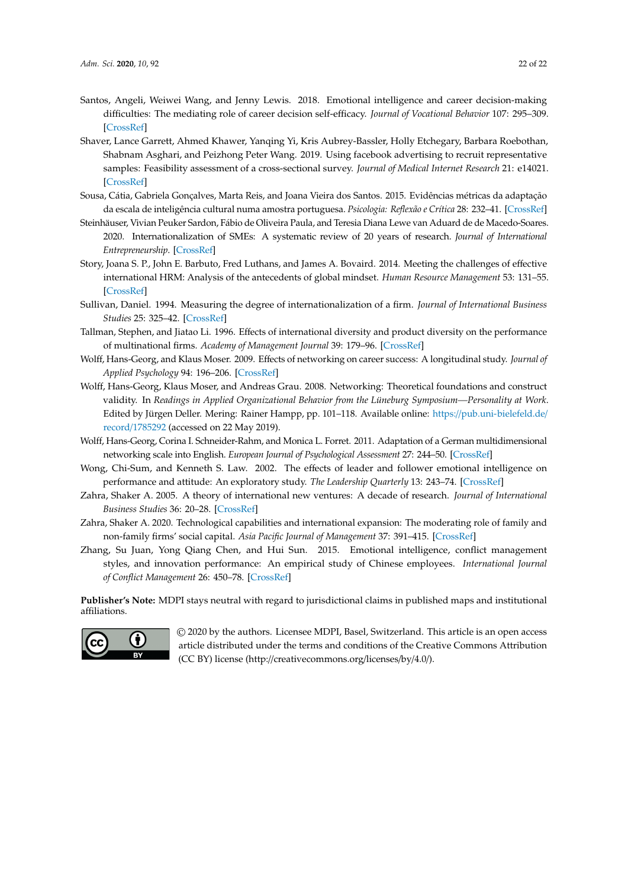Santos, Angeli, Weiwei Wang, and Jenny Lewis. 2018. Emotional intelligence and career decision-making difficulties: The mediating role of career decision self-efficacy. *Journal of Vocational Behavior* 107: 295–309. [CrossRef]

Shaver, Lance Garrett, Ahmed Khawer, Yanqing Yi, Kris Aubrey-Bassler, Holly Etchegary, Barbara Roebothan, Shabnam Asghari, and Peizhong Peter Wang. 2019. Using facebook advertising to recruit representative samples: Feasibility assessment of a cross-sectional survey. *Journal of Medical Internet Research* 21: e14021. [CrossRef]

Sousa, Cátia, Gabriela Gonçalves, Marta Reis, and Joana Vieira dos Santos. 2015. Evidências métricas da adaptação da escala de inteligência cultural numa amostra portuguesa. *Psicologia: Reflexão e Crítica* 28: 232–41. [CrossRef]

Steinhäuser, Vivian Peuker Sardon, Fábio de Oliveira Paula, and Teresia Diana Lewe van Aduard de de Macedo-Soares. 2020. Internationalization of SMEs: A systematic review of 20 years of research. *Journal of International Entrepreneurship*. [CrossRef]

Story, Joana S. P., John E. Barbuto, Fred Luthans, and James A. Bovaird. 2014. Meeting the challenges of effective international HRM: Analysis of the antecedents of global mindset. *Human Resource Management* 53: 131–55. [CrossRef]

Sullivan, Daniel. 1994. Measuring the degree of internationalization of a firm. *Journal of International Business Studies* 25: 325–42. [CrossRef]

Tallman, Stephen, and Jiatao Li. 1996. Effects of international diversity and product diversity on the performance of multinational firms. *Academy of Management Journal* 39: 179–96. [CrossRef]

Wolff, Hans-Georg, and Klaus Moser. 2009. Effects of networking on career success: A longitudinal study. *Journal of Applied Psychology* 94: 196–206. [CrossRef]

Wolff, Hans-Georg, Klaus Moser, and Andreas Grau. 2008. Networking: Theoretical foundations and construct validity. In *Readings in Applied Organizational Behavior from the Lüneburg Symposium—Personality at Work*. Edited by Jürgen Deller. Mering: Rainer Hampp, pp. 101–118. Available online: https://pub.uni-bielefeld.de/record/1785292 (accessed on 22 May 2019).

Wolff, Hans-Georg, Corina I. Schneider-Rahm, and Monica L. Forret. 2011. Adaptation of a German multidimensional networking scale into English. *European Journal of Psychological Assessment* 27: 244–50. [CrossRef]

Wong, Chi-Sum, and Kenneth S. Law. 2002. The effects of leader and follower emotional intelligence on performance and attitude: An exploratory study. *The Leadership Quarterly* 13: 243–74. [CrossRef]

Zahra, Shaker A. 2005. A theory of international new ventures: A decade of research. *Journal of International Business Studies* 36: 20–28. [CrossRef]

Zahra, Shaker A. 2020. Technological capabilities and international expansion: The moderating role of family and non-family firms' social capital. *Asia Pacific Journal of Management* 37: 391–415. [CrossRef]

Zhang, Su Juan, Yong Qiang Chen, and Hui Sun. 2015. Emotional intelligence, conflict management styles, and innovation performance: An empirical study of Chinese employees. *International Journal of Conflict Management* 26: 450–78. [CrossRef]

**Publisher's Note:** MDPI stays neutral with regard to jurisdictional claims in published maps and institutional affiliations.

© 2020 by the authors. Licensee MDPI, Basel, Switzerland. This article is an open access article distributed under the terms and conditions of the Creative Commons Attribution (CC BY) license (http://creativecommons.org/licenses/by/4.0/).